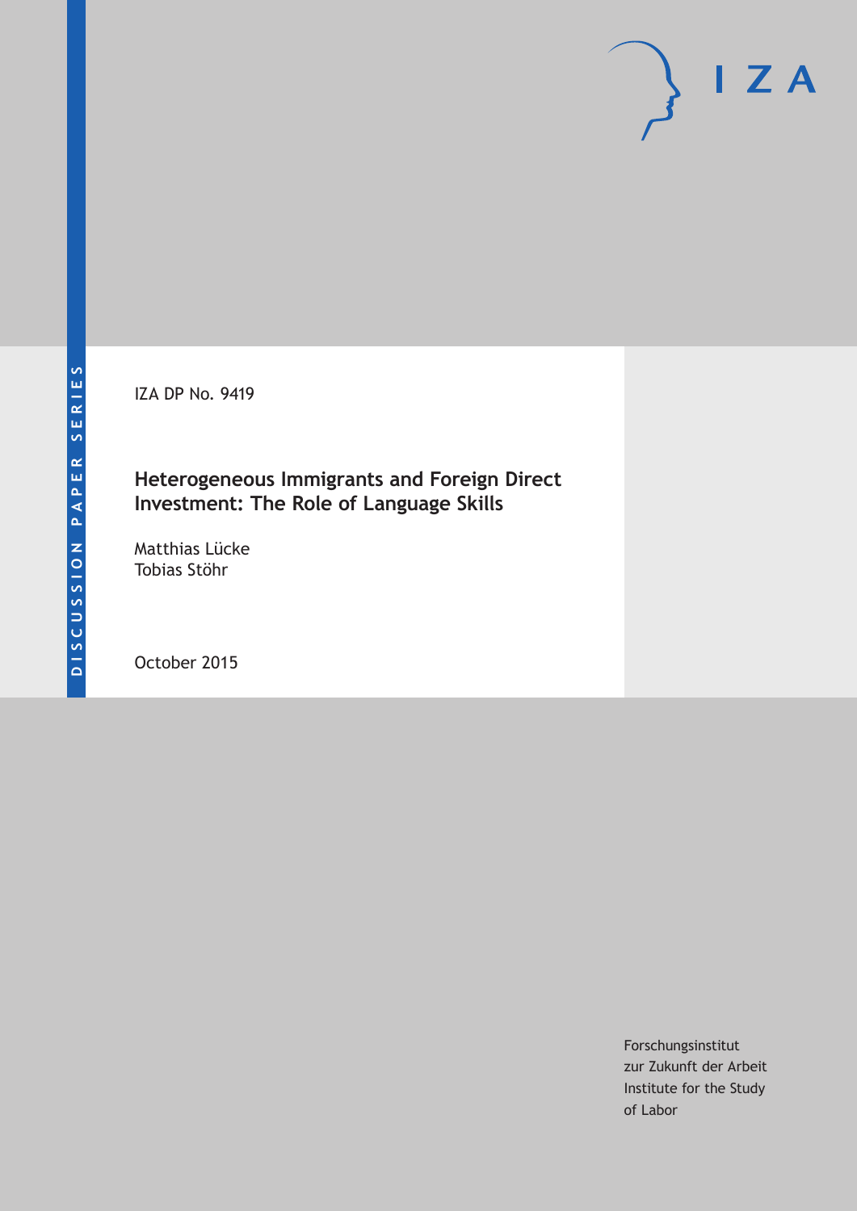DISCUSSION PAPER SERIES

IZA DP No. 9419

# Heterogeneous Immigrants and Foreign Direct Investment: The Role of Language Skills

Matthias Lücke
Tobias Stöhr

October 2015

Forschungsinstitut
zur Zukunft der Arbeit
Institute for the Study
of Labor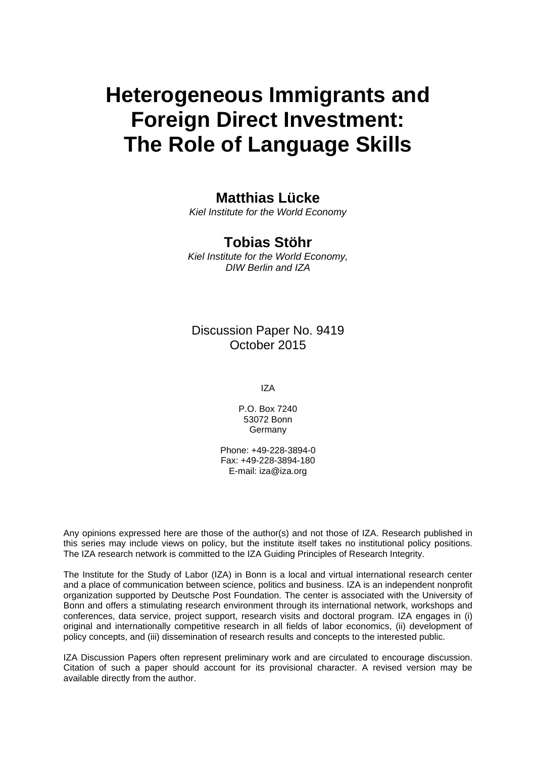# Heterogeneous Immigrants and Foreign Direct Investment: The Role of Language Skills

**Matthias Lücke**
*Kiel Institute for the World Economy*

**Tobias Stöhr**
*Kiel Institute for the World Economy, DIW Berlin and IZA*

Discussion Paper No. 9419
October 2015

IZA

P.O. Box 7240
53072 Bonn
Germany

Phone: +49-228-3894-0
Fax: +49-228-3894-180
E-mail: iza@iza.org

Any opinions expressed here are those of the author(s) and not those of IZA. Research published in this series may include views on policy, but the institute itself takes no institutional policy positions. The IZA research network is committed to the IZA Guiding Principles of Research Integrity.

The Institute for the Study of Labor (IZA) in Bonn is a local and virtual international research center and a place of communication between science, politics and business. IZA is an independent nonprofit organization supported by Deutsche Post Foundation. The center is associated with the University of Bonn and offers a stimulating research environment through its international network, workshops and conferences, data service, project support, research visits and doctoral program. IZA engages in (i) original and internationally competitive research in all fields of labor economics, (ii) development of policy concepts, and (iii) dissemination of research results and concepts to the interested public.

IZA Discussion Papers often represent preliminary work and are circulated to encourage discussion. Citation of such a paper should account for its provisional character. A revised version may be available directly from the author.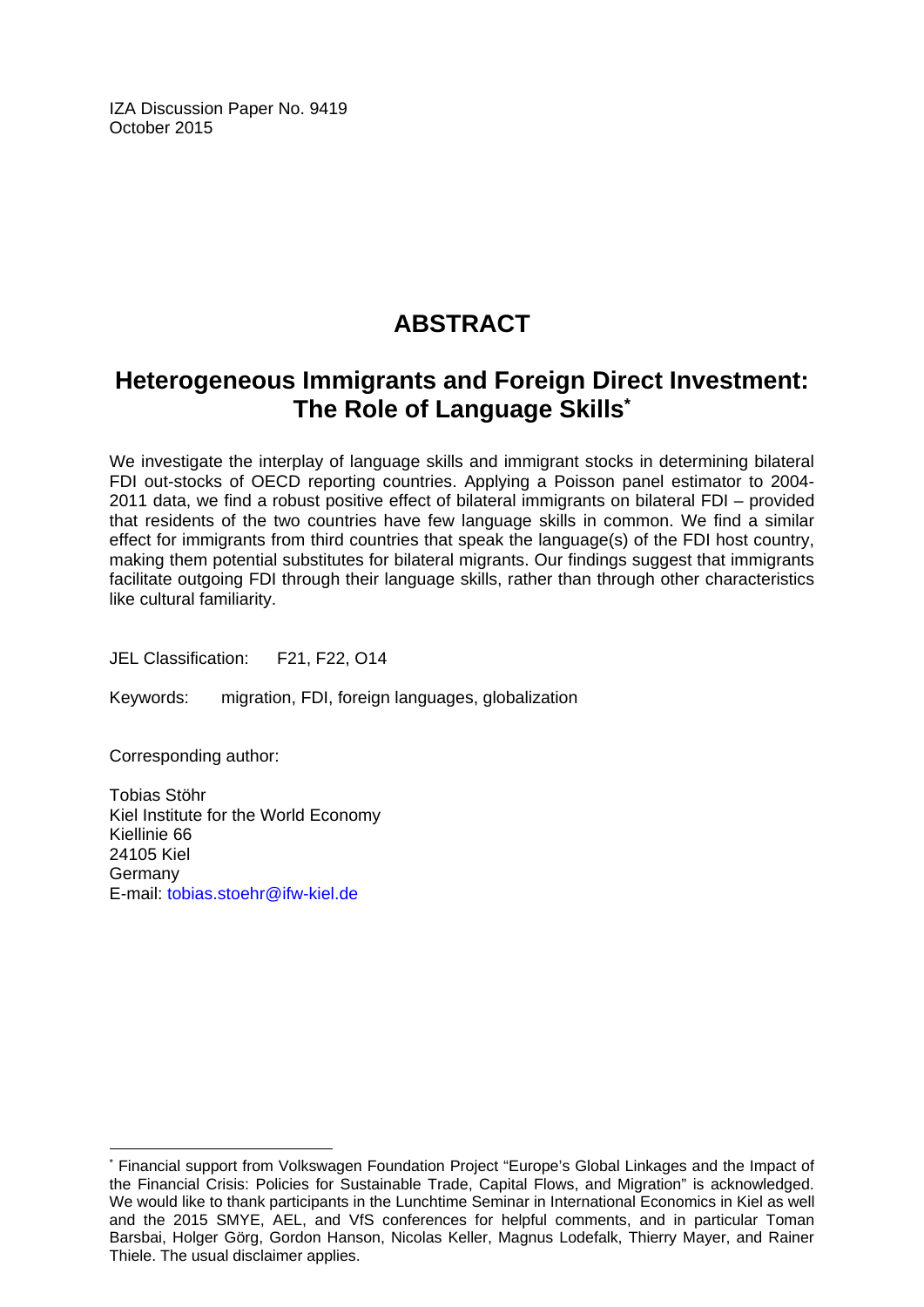IZA Discussion Paper No. 9419
October 2015

# ABSTRACT

## Heterogeneous Immigrants and Foreign Direct Investment: The Role of Language Skills[*]

We investigate the interplay of language skills and immigrant stocks in determining bilateral FDI out-stocks of OECD reporting countries. Applying a Poisson panel estimator to 2004-2011 data, we find a robust positive effect of bilateral immigrants on bilateral FDI – provided that residents of the two countries have few language skills in common. We find a similar effect for immigrants from third countries that speak the language(s) of the FDI host country, making them potential substitutes for bilateral migrants. Our findings suggest that immigrants facilitate outgoing FDI through their language skills, rather than through other characteristics like cultural familiarity.

JEL Classification: F21, F22, O14

Keywords: migration, FDI, foreign languages, globalization

Corresponding author:

Tobias Stöhr
Kiel Institute for the World Economy
Kiellinie 66
24105 Kiel
Germany
E-mail: tobias.stoehr@ifw-kiel.de

[*] Financial support from Volkswagen Foundation Project "Europe's Global Linkages and the Impact of the Financial Crisis: Policies for Sustainable Trade, Capital Flows, and Migration" is acknowledged. We would like to thank participants in the Lunchtime Seminar in International Economics in Kiel as well and the 2015 SMYE, AEL, and VfS conferences for helpful comments, and in particular Toman Barsbai, Holger Görg, Gordon Hanson, Nicolas Keller, Magnus Lodefalk, Thierry Mayer, and Rainer Thiele. The usual disclaimer applies.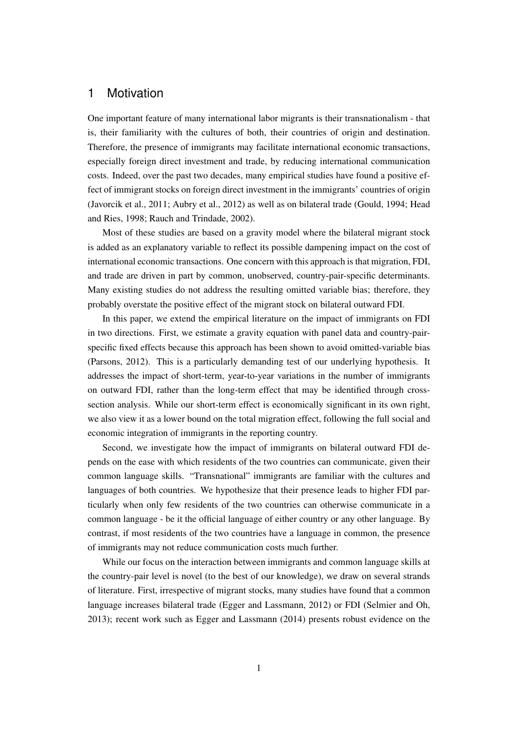# 1 Motivation

One important feature of many international labor migrants is their transnationalism - that is, their familiarity with the cultures of both, their countries of origin and destination. Therefore, the presence of immigrants may facilitate international economic transactions, especially foreign direct investment and trade, by reducing international communication costs. Indeed, over the past two decades, many empirical studies have found a positive effect of immigrant stocks on foreign direct investment in the immigrants' countries of origin (Javorcik et al., 2011; Aubry et al., 2012) as well as on bilateral trade (Gould, 1994; Head and Ries, 1998; Rauch and Trindade, 2002).

Most of these studies are based on a gravity model where the bilateral migrant stock is added as an explanatory variable to reflect its possible dampening impact on the cost of international economic transactions. One concern with this approach is that migration, FDI, and trade are driven in part by common, unobserved, country-pair-specific determinants. Many existing studies do not address the resulting omitted variable bias; therefore, they probably overstate the positive effect of the migrant stock on bilateral outward FDI.

In this paper, we extend the empirical literature on the impact of immigrants on FDI in two directions. First, we estimate a gravity equation with panel data and country-pair-specific fixed effects because this approach has been shown to avoid omitted-variable bias (Parsons, 2012). This is a particularly demanding test of our underlying hypothesis. It addresses the impact of short-term, year-to-year variations in the number of immigrants on outward FDI, rather than the long-term effect that may be identified through cross-section analysis. While our short-term effect is economically significant in its own right, we also view it as a lower bound on the total migration effect, following the full social and economic integration of immigrants in the reporting country.

Second, we investigate how the impact of immigrants on bilateral outward FDI depends on the ease with which residents of the two countries can communicate, given their common language skills. "Transnational" immigrants are familiar with the cultures and languages of both countries. We hypothesize that their presence leads to higher FDI particularly when only few residents of the two countries can otherwise communicate in a common language - be it the official language of either country or any other language. By contrast, if most residents of the two countries have a language in common, the presence of immigrants may not reduce communication costs much further.

While our focus on the interaction between immigrants and common language skills at the country-pair level is novel (to the best of our knowledge), we draw on several strands of literature. First, irrespective of migrant stocks, many studies have found that a common language increases bilateral trade (Egger and Lassmann, 2012) or FDI (Selmier and Oh, 2013); recent work such as Egger and Lassmann (2014) presents robust evidence on the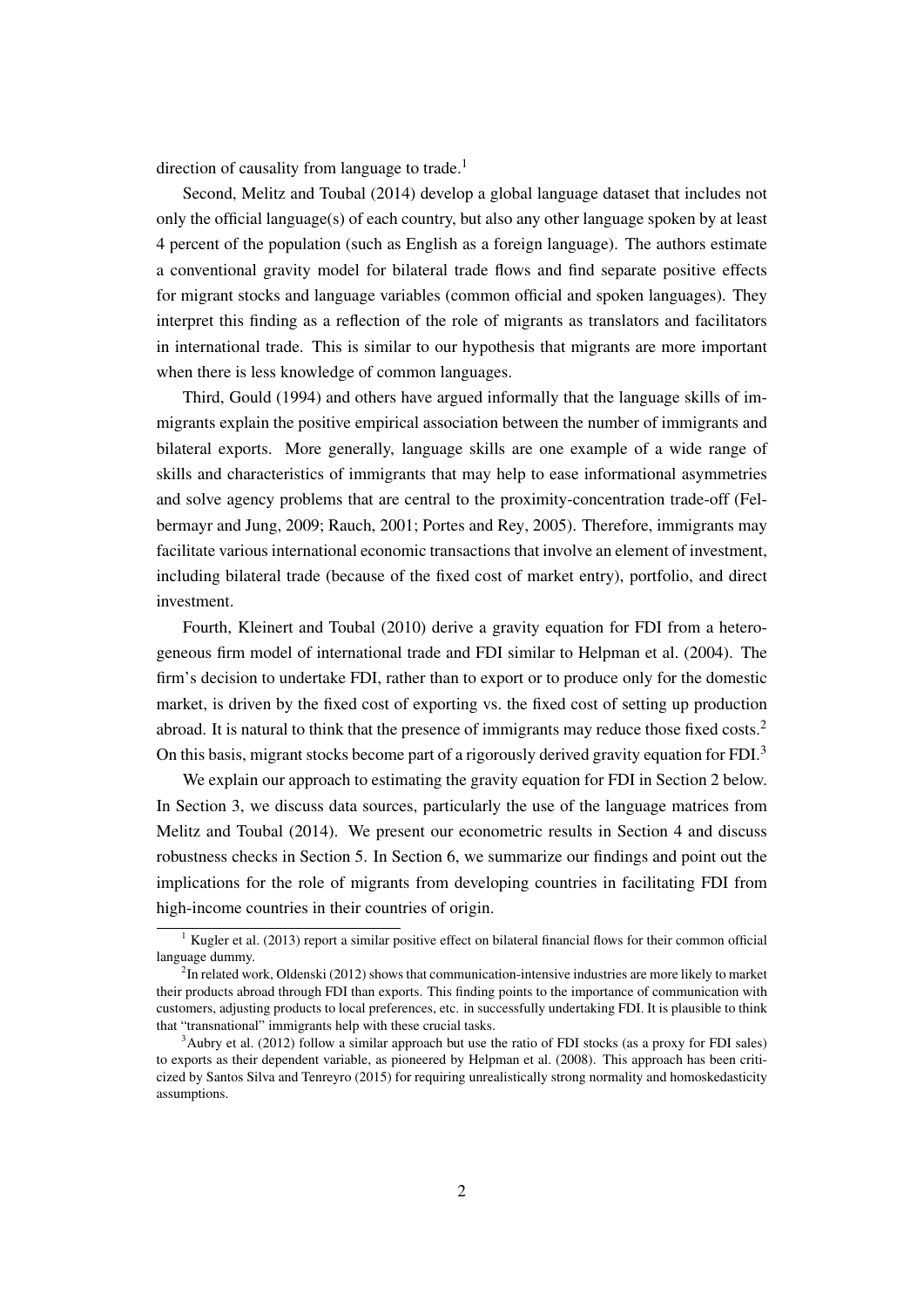direction of causality from language to trade.[1]

Second, Melitz and Toubal (2014) develop a global language dataset that includes not only the official language(s) of each country, but also any other language spoken by at least 4 percent of the population (such as English as a foreign language). The authors estimate a conventional gravity model for bilateral trade flows and find separate positive effects for migrant stocks and language variables (common official and spoken languages). They interpret this finding as a reflection of the role of migrants as translators and facilitators in international trade. This is similar to our hypothesis that migrants are more important when there is less knowledge of common languages.

Third, Gould (1994) and others have argued informally that the language skills of immigrants explain the positive empirical association between the number of immigrants and bilateral exports. More generally, language skills are one example of a wide range of skills and characteristics of immigrants that may help to ease informational asymmetries and solve agency problems that are central to the proximity-concentration trade-off (Felbermayr and Jung, 2009; Rauch, 2001; Portes and Rey, 2005). Therefore, immigrants may facilitate various international economic transactions that involve an element of investment, including bilateral trade (because of the fixed cost of market entry), portfolio, and direct investment.

Fourth, Kleinert and Toubal (2010) derive a gravity equation for FDI from a heterogeneous firm model of international trade and FDI similar to Helpman et al. (2004). The firm's decision to undertake FDI, rather than to export or to produce only for the domestic market, is driven by the fixed cost of exporting vs. the fixed cost of setting up production abroad. It is natural to think that the presence of immigrants may reduce those fixed costs.[2] On this basis, migrant stocks become part of a rigorously derived gravity equation for FDI.[3]

We explain our approach to estimating the gravity equation for FDI in Section 2 below. In Section 3, we discuss data sources, particularly the use of the language matrices from Melitz and Toubal (2014). We present our econometric results in Section 4 and discuss robustness checks in Section 5. In Section 6, we summarize our findings and point out the implications for the role of migrants from developing countries in facilitating FDI from high-income countries in their countries of origin.

[1] Kugler et al. (2013) report a similar positive effect on bilateral financial flows for their common official language dummy.

[2] In related work, Oldenski (2012) shows that communication-intensive industries are more likely to market their products abroad through FDI than exports. This finding points to the importance of communication with customers, adjusting products to local preferences, etc. in successfully undertaking FDI. It is plausible to think that "transnational" immigrants help with these crucial tasks.

[3] Aubry et al. (2012) follow a similar approach but use the ratio of FDI stocks (as a proxy for FDI sales) to exports as their dependent variable, as pioneered by Helpman et al. (2008). This approach has been criticized by Santos Silva and Tenreyro (2015) for requiring unrealistically strong normality and homoskedasticity assumptions.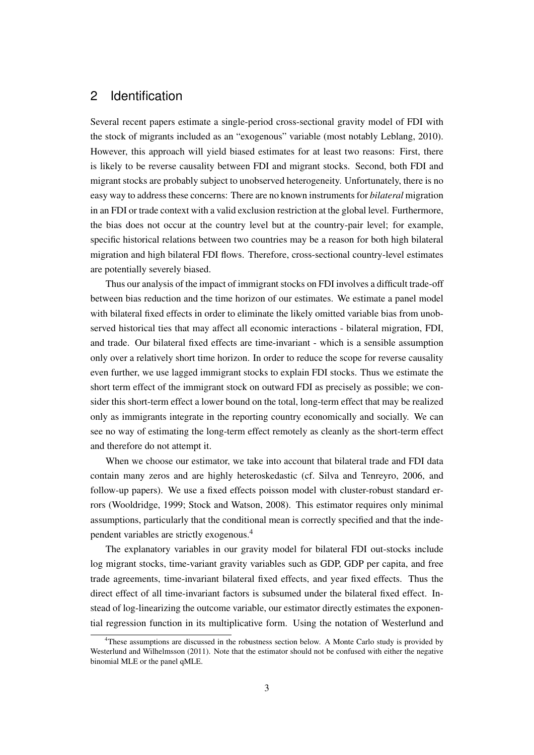## 2 Identification

Several recent papers estimate a single-period cross-sectional gravity model of FDI with the stock of migrants included as an "exogenous" variable (most notably Leblang, 2010). However, this approach will yield biased estimates for at least two reasons: First, there is likely to be reverse causality between FDI and migrant stocks. Second, both FDI and migrant stocks are probably subject to unobserved heterogeneity. Unfortunately, there is no easy way to address these concerns: There are no known instruments for *bilateral* migration in an FDI or trade context with a valid exclusion restriction at the global level. Furthermore, the bias does not occur at the country level but at the country-pair level; for example, specific historical relations between two countries may be a reason for both high bilateral migration and high bilateral FDI flows. Therefore, cross-sectional country-level estimates are potentially severely biased.

Thus our analysis of the impact of immigrant stocks on FDI involves a difficult trade-off between bias reduction and the time horizon of our estimates. We estimate a panel model with bilateral fixed effects in order to eliminate the likely omitted variable bias from unobserved historical ties that may affect all economic interactions - bilateral migration, FDI, and trade. Our bilateral fixed effects are time-invariant - which is a sensible assumption only over a relatively short time horizon. In order to reduce the scope for reverse causality even further, we use lagged immigrant stocks to explain FDI stocks. Thus we estimate the short term effect of the immigrant stock on outward FDI as precisely as possible; we consider this short-term effect a lower bound on the total, long-term effect that may be realized only as immigrants integrate in the reporting country economically and socially. We can see no way of estimating the long-term effect remotely as cleanly as the short-term effect and therefore do not attempt it.

When we choose our estimator, we take into account that bilateral trade and FDI data contain many zeros and are highly heteroskedastic (cf. Silva and Tenreyro, 2006, and follow-up papers). We use a fixed effects poisson model with cluster-robust standard errors (Wooldridge, 1999; Stock and Watson, 2008). This estimator requires only minimal assumptions, particularly that the conditional mean is correctly specified and that the independent variables are strictly exogenous.[4]

The explanatory variables in our gravity model for bilateral FDI out-stocks include log migrant stocks, time-variant gravity variables such as GDP, GDP per capita, and free trade agreements, time-invariant bilateral fixed effects, and year fixed effects. Thus the direct effect of all time-invariant factors is subsumed under the bilateral fixed effect. Instead of log-linearizing the outcome variable, our estimator directly estimates the exponential regression function in its multiplicative form. Using the notation of Westerlund and

[4]These assumptions are discussed in the robustness section below. A Monte Carlo study is provided by Westerlund and Wilhelmsson (2011). Note that the estimator should not be confused with either the negative binomial MLE or the panel qMLE.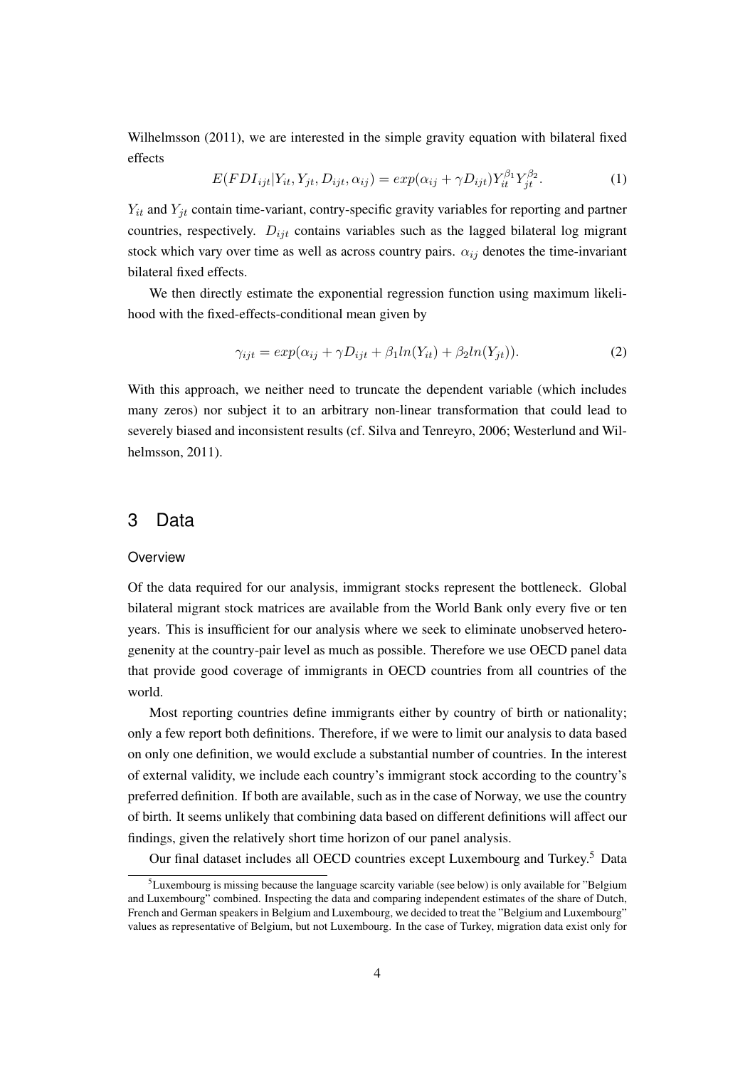Wilhelmsson (2011), we are interested in the simple gravity equation with bilateral fixed effects

$$E(FDI_{ijt}|Y_{it}, Y_{jt}, D_{ijt}, \alpha_{ij}) = exp(\alpha_{ij} + \gamma D_{ijt}) Y_{it}^{\beta_1} Y_{jt}^{\beta_2}. \tag{1}$$

$Y_{it}$ and $Y_{jt}$ contain time-variant, contry-specific gravity variables for reporting and partner countries, respectively. $D_{ijt}$ contains variables such as the lagged bilateral log migrant stock which vary over time as well as across country pairs. $\alpha_{ij}$ denotes the time-invariant bilateral fixed effects.

We then directly estimate the exponential regression function using maximum likelihood with the fixed-effects-conditional mean given by

$$\gamma_{ijt} = exp(\alpha_{ij} + \gamma D_{ijt} + \beta_1 ln(Y_{it}) + \beta_2 ln(Y_{jt})). \tag{2}$$

With this approach, we neither need to truncate the dependent variable (which includes many zeros) nor subject it to an arbitrary non-linear transformation that could lead to severely biased and inconsistent results (cf. Silva and Tenreyro, 2006; Westerlund and Wilhelmsson, 2011).

# 3 Data

### Overview

Of the data required for our analysis, immigrant stocks represent the bottleneck. Global bilateral migrant stock matrices are available from the World Bank only every five or ten years. This is insufficient for our analysis where we seek to eliminate unobserved heterogenity at the country-pair level as much as possible. Therefore we use OECD panel data that provide good coverage of immigrants in OECD countries from all countries of the world.

Most reporting countries define immigrants either by country of birth or nationality; only a few report both definitions. Therefore, if we were to limit our analysis to data based on only one definition, we would exclude a substantial number of countries. In the interest of external validity, we include each country's immigrant stock according to the country's preferred definition. If both are available, such as in the case of Norway, we use the country of birth. It seems unlikely that combining data based on different definitions will affect our findings, given the relatively short time horizon of our panel analysis.

Our final dataset includes all OECD countries except Luxembourg and Turkey.[5] Data

[5] Luxembourg is missing because the language scarcity variable (see below) is only available for "Belgium and Luxembourg" combined. Inspecting the data and comparing independent estimates of the share of Dutch, French and German speakers in Belgium and Luxembourg, we decided to treat the "Belgium and Luxembourg" values as representative of Belgium, but not Luxembourg. In the case of Turkey, migration data exist only for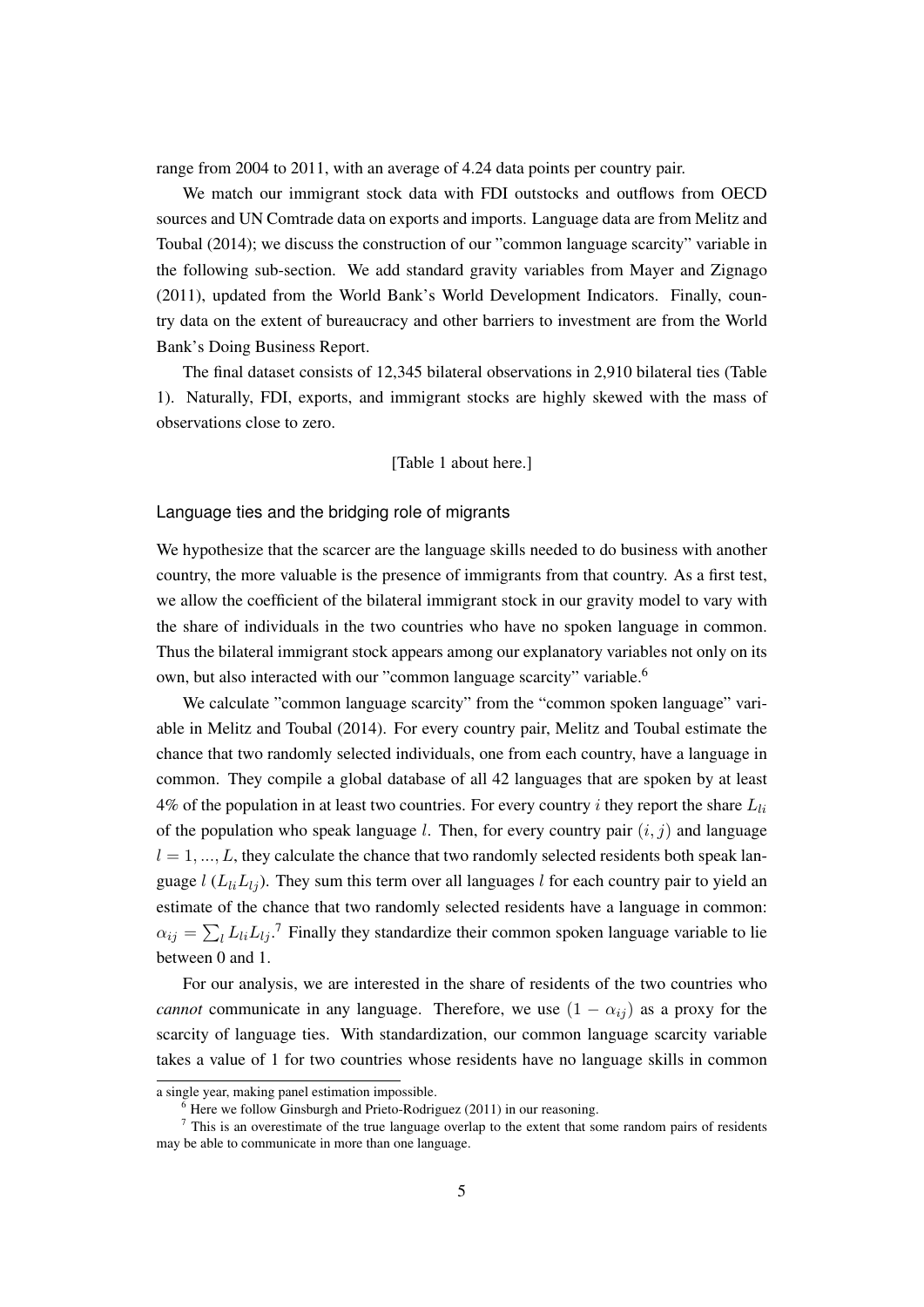range from 2004 to 2011, with an average of 4.24 data points per country pair.

We match our immigrant stock data with FDI outstocks and outflows from OECD sources and UN Comtrade data on exports and imports. Language data are from Melitz and Toubal (2014); we discuss the construction of our "common language scarcity" variable in the following sub-section. We add standard gravity variables from Mayer and Zignago (2011), updated from the World Bank's World Development Indicators. Finally, country data on the extent of bureaucracy and other barriers to investment are from the World Bank's Doing Business Report.

The final dataset consists of 12,345 bilateral observations in 2,910 bilateral ties (Table 1). Naturally, FDI, exports, and immigrant stocks are highly skewed with the mass of observations close to zero.

[Table 1 about here.]

### Language ties and the bridging role of migrants

We hypothesize that the scarcer are the language skills needed to do business with another country, the more valuable is the presence of immigrants from that country. As a first test, we allow the coefficient of the bilateral immigrant stock in our gravity model to vary with the share of individuals in the two countries who have no spoken language in common. Thus the bilateral immigrant stock appears among our explanatory variables not only on its own, but also interacted with our "common language scarcity" variable.[6]

We calculate "common language scarcity" from the "common spoken language" variable in Melitz and Toubal (2014). For every country pair, Melitz and Toubal estimate the chance that two randomly selected individuals, one from each country, have a language in common. They compile a global database of all 42 languages that are spoken by at least 4% of the population in at least two countries. For every country $i$ they report the share $L_{li}$ of the population who speak language $l$. Then, for every country pair $(i, j)$ and language $l = 1, ..., L$, they calculate the chance that two randomly selected residents both speak language $l$ ($L_{li}L_{lj}$). They sum this term over all languages $l$ for each country pair to yield an estimate of the chance that two randomly selected residents have a language in common: $\alpha_{ij} = \sum_l L_{li}L_{lj}$.[7] Finally they standardize their common spoken language variable to lie between 0 and 1.

For our analysis, we are interested in the share of residents of the two countries who *cannot* communicate in any language. Therefore, we use $(1 - \alpha_{ij})$ as a proxy for the scarcity of language ties. With standardization, our common language scarcity variable takes a value of 1 for two countries whose residents have no language skills in common

a single year, making panel estimation impossible.

[6] Here we follow Ginsburgh and Prieto-Rodriguez (2011) in our reasoning.

[7] This is an overestimate of the true language overlap to the extent that some random pairs of residents may be able to communicate in more than one language.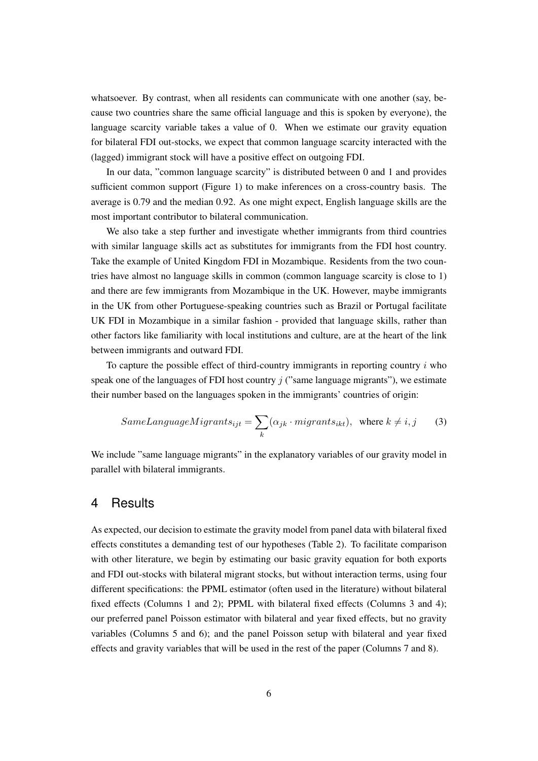whatsoever. By contrast, when all residents can communicate with one another (say, because two countries share the same official language and this is spoken by everyone), the language scarcity variable takes a value of 0. When we estimate our gravity equation for bilateral FDI out-stocks, we expect that common language scarcity interacted with the (lagged) immigrant stock will have a positive effect on outgoing FDI.

In our data, "common language scarcity" is distributed between 0 and 1 and provides sufficient common support (Figure 1) to make inferences on a cross-country basis. The average is 0.79 and the median 0.92. As one might expect, English language skills are the most important contributor to bilateral communication.

We also take a step further and investigate whether immigrants from third countries with similar language skills act as substitutes for immigrants from the FDI host country. Take the example of United Kingdom FDI in Mozambique. Residents from the two countries have almost no language skills in common (common language scarcity is close to 1) and there are few immigrants from Mozambique in the UK. However, maybe immigrants in the UK from other Portuguese-speaking countries such as Brazil or Portugal facilitate UK FDI in Mozambique in a similar fashion - provided that language skills, rather than other factors like familiarity with local institutions and culture, are at the heart of the link between immigrants and outward FDI.

To capture the possible effect of third-country immigrants in reporting country $i$ who speak one of the languages of FDI host country $j$ ("same language migrants"), we estimate their number based on the languages spoken in the immigrants' countries of origin:

$$SameLanguageMigrants_{ijt} = \sum_{k} (\alpha_{jk} \cdot migrants_{ikt}), \quad \text{where } k \neq i, j \qquad (3)$$

We include "same language migrants" in the explanatory variables of our gravity model in parallel with bilateral immigrants.

## 4 Results

As expected, our decision to estimate the gravity model from panel data with bilateral fixed effects constitutes a demanding test of our hypotheses (Table 2). To facilitate comparison with other literature, we begin by estimating our basic gravity equation for both exports and FDI out-stocks with bilateral migrant stocks, but without interaction terms, using four different specifications: the PPML estimator (often used in the literature) without bilateral fixed effects (Columns 1 and 2); PPML with bilateral fixed effects (Columns 3 and 4); our preferred panel Poisson estimator with bilateral and year fixed effects, but no gravity variables (Columns 5 and 6); and the panel Poisson setup with bilateral and year fixed effects and gravity variables that will be used in the rest of the paper (Columns 7 and 8).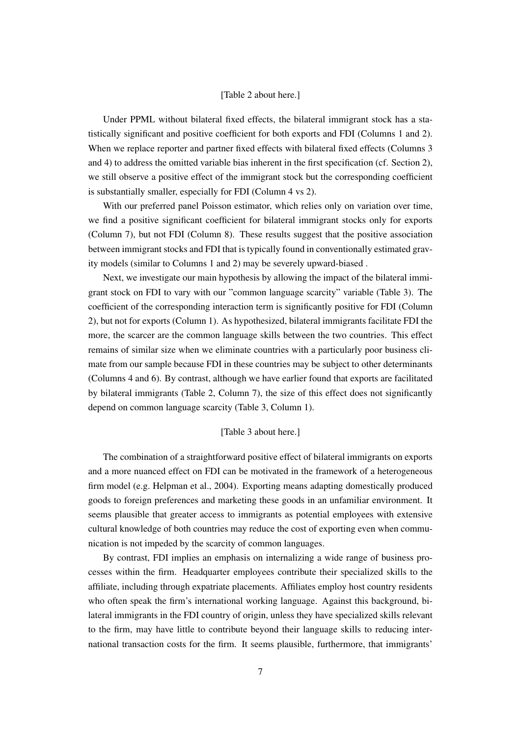[Table 2 about here.]

Under PPML without bilateral fixed effects, the bilateral immigrant stock has a statistically significant and positive coefficient for both exports and FDI (Columns 1 and 2). When we replace reporter and partner fixed effects with bilateral fixed effects (Columns 3 and 4) to address the omitted variable bias inherent in the first specification (cf. Section 2), we still observe a positive effect of the immigrant stock but the corresponding coefficient is substantially smaller, especially for FDI (Column 4 vs 2).

With our preferred panel Poisson estimator, which relies only on variation over time, we find a positive significant coefficient for bilateral immigrant stocks only for exports (Column 7), but not FDI (Column 8). These results suggest that the positive association between immigrant stocks and FDI that is typically found in conventionally estimated gravity models (similar to Columns 1 and 2) may be severely upward-biased .

Next, we investigate our main hypothesis by allowing the impact of the bilateral immigrant stock on FDI to vary with our "common language scarcity" variable (Table 3). The coefficient of the corresponding interaction term is significantly positive for FDI (Column 2), but not for exports (Column 1). As hypothesized, bilateral immigrants facilitate FDI the more, the scarcer are the common language skills between the two countries. This effect remains of similar size when we eliminate countries with a particularly poor business climate from our sample because FDI in these countries may be subject to other determinants (Columns 4 and 6). By contrast, although we have earlier found that exports are facilitated by bilateral immigrants (Table 2, Column 7), the size of this effect does not significantly depend on common language scarcity (Table 3, Column 1).

[Table 3 about here.]

The combination of a straightforward positive effect of bilateral immigrants on exports and a more nuanced effect on FDI can be motivated in the framework of a heterogeneous firm model (e.g. Helpman et al., 2004). Exporting means adapting domestically produced goods to foreign preferences and marketing these goods in an unfamiliar environment. It seems plausible that greater access to immigrants as potential employees with extensive cultural knowledge of both countries may reduce the cost of exporting even when communication is not impeded by the scarcity of common languages.

By contrast, FDI implies an emphasis on internalizing a wide range of business processes within the firm. Headquarter employees contribute their specialized skills to the affiliate, including through expatriate placements. Affiliates employ host country residents who often speak the firm's international working language. Against this background, bilateral immigrants in the FDI country of origin, unless they have specialized skills relevant to the firm, may have little to contribute beyond their language skills to reducing international transaction costs for the firm. It seems plausible, furthermore, that immigrants'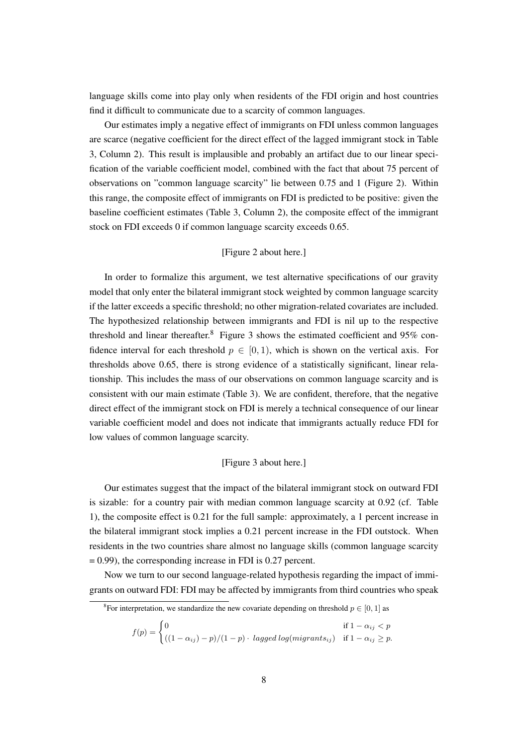language skills come into play only when residents of the FDI origin and host countries find it difficult to communicate due to a scarcity of common languages.

Our estimates imply a negative effect of immigrants on FDI unless common languages are scarce (negative coefficient for the direct effect of the lagged immigrant stock in Table 3, Column 2). This result is implausible and probably an artifact due to our linear specification of the variable coefficient model, combined with the fact that about 75 percent of observations on "common language scarcity" lie between 0.75 and 1 (Figure 2). Within this range, the composite effect of immigrants on FDI is predicted to be positive: given the baseline coefficient estimates (Table 3, Column 2), the composite effect of the immigrant stock on FDI exceeds 0 if common language scarcity exceeds 0.65.

[Figure 2 about here.]

In order to formalize this argument, we test alternative specifications of our gravity model that only enter the bilateral immigrant stock weighted by common language scarcity if the latter exceeds a specific threshold; no other migration-related covariates are included. The hypothesized relationship between immigrants and FDI is nil up to the respective threshold and linear thereafter.[8] Figure 3 shows the estimated coefficient and 95% confidence interval for each threshold $p \in [0, 1)$, which is shown on the vertical axis. For thresholds above 0.65, there is strong evidence of a statistically significant, linear relationship. This includes the mass of our observations on common language scarcity and is consistent with our main estimate (Table 3). We are confident, therefore, that the negative direct effect of the immigrant stock on FDI is merely a technical consequence of our linear variable coefficient model and does not indicate that immigrants actually reduce FDI for low values of common language scarcity.

[Figure 3 about here.]

Our estimates suggest that the impact of the bilateral immigrant stock on outward FDI is sizable: for a country pair with median common language scarcity at 0.92 (cf. Table 1), the composite effect is 0.21 for the full sample: approximately, a 1 percent increase in the bilateral immigrant stock implies a 0.21 percent increase in the FDI outstock. When residents in the two countries share almost no language skills (common language scarcity = 0.99), the corresponding increase in FDI is 0.27 percent.

Now we turn to our second language-related hypothesis regarding the impact of immigrants on outward FDI: FDI may be affected by immigrants from third countries who speak

---

[8] For interpretation, we standardize the new covariate depending on threshold $p \in [0, 1]$ as

$$f(p) = \begin{cases} 0 & \text{if } 1 - \alpha_{ij} < p \\ ((1 - \alpha_{ij}) - p)/(1 - p) \cdot \textit{lagged log(migrants}_{ij}) & \text{if } 1 - \alpha_{ij} \geq p. \end{cases}$$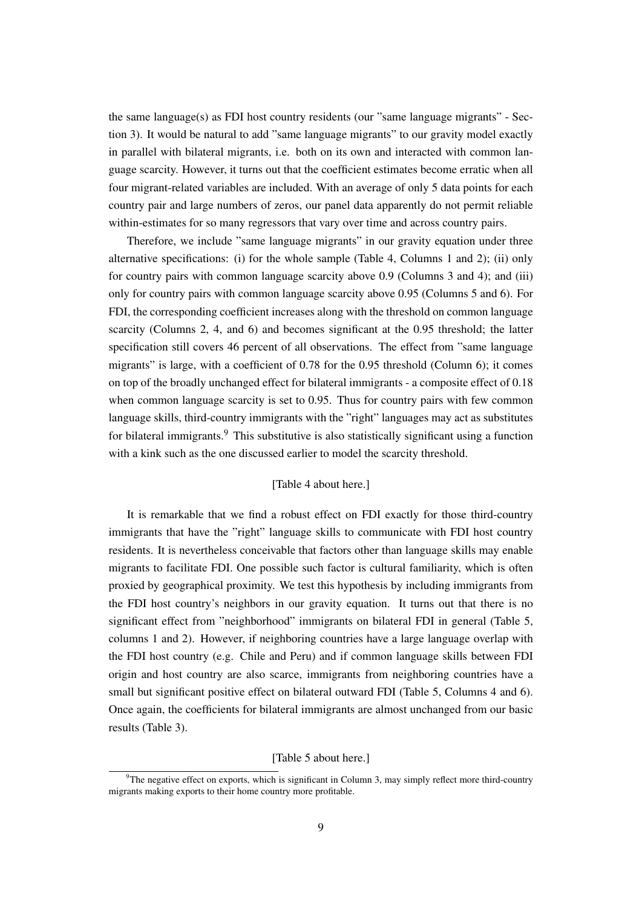the same language(s) as FDI host country residents (our "same language migrants" - Section 3). It would be natural to add "same language migrants" to our gravity model exactly in parallel with bilateral migrants, i.e. both on its own and interacted with common language scarcity. However, it turns out that the coefficient estimates become erratic when all four migrant-related variables are included. With an average of only 5 data points for each country pair and large numbers of zeros, our panel data apparently do not permit reliable within-estimates for so many regressors that vary over time and across country pairs.

Therefore, we include "same language migrants" in our gravity equation under three alternative specifications: (i) for the whole sample (Table 4, Columns 1 and 2); (ii) only for country pairs with common language scarcity above 0.9 (Columns 3 and 4); and (iii) only for country pairs with common language scarcity above 0.95 (Columns 5 and 6). For FDI, the corresponding coefficient increases along with the threshold on common language scarcity (Columns 2, 4, and 6) and becomes significant at the 0.95 threshold; the latter specification still covers 46 percent of all observations. The effect from "same language migrants" is large, with a coefficient of 0.78 for the 0.95 threshold (Column 6); it comes on top of the broadly unchanged effect for bilateral immigrants - a composite effect of 0.18 when common language scarcity is set to 0.95. Thus for country pairs with few common language skills, third-country immigrants with the "right" languages may act as substitutes for bilateral immigrants.[9] This substitutive is also statistically significant using a function with a kink such as the one discussed earlier to model the scarcity threshold.

[Table 4 about here.]

It is remarkable that we find a robust effect on FDI exactly for those third-country immigrants that have the "right" language skills to communicate with FDI host country residents. It is nevertheless conceivable that factors other than language skills may enable migrants to facilitate FDI. One possible such factor is cultural familiarity, which is often proxied by geographical proximity. We test this hypothesis by including immigrants from the FDI host country's neighbors in our gravity equation. It turns out that there is no significant effect from "neighborhood" immigrants on bilateral FDI in general (Table 5, columns 1 and 2). However, if neighboring countries have a large language overlap with the FDI host country (e.g. Chile and Peru) and if common language skills between FDI origin and host country are also scarce, immigrants from neighboring countries have a small but significant positive effect on bilateral outward FDI (Table 5, Columns 4 and 6). Once again, the coefficients for bilateral immigrants are almost unchanged from our basic results (Table 3).

[Table 5 about here.]

[9] The negative effect on exports, which is significant in Column 3, may simply reflect more third-country migrants making exports to their home country more profitable.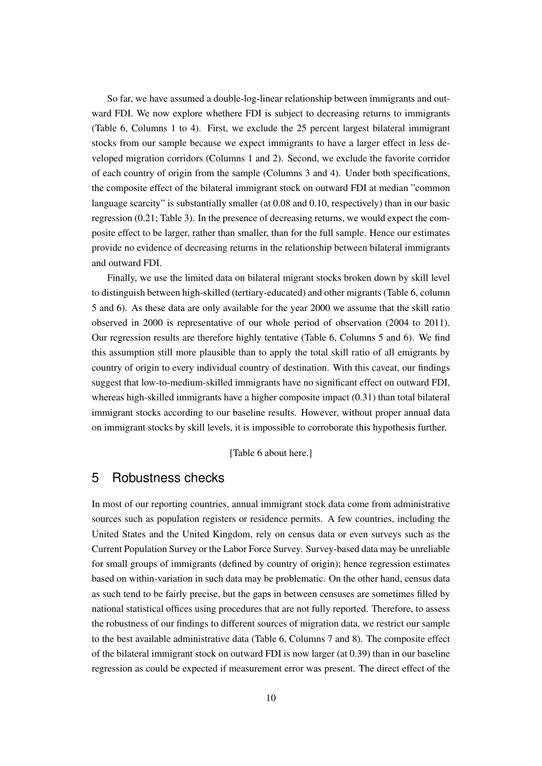So far, we have assumed a double-log-linear relationship between immigrants and outward FDI. We now explore whethere FDI is subject to decreasing returns to immigrants (Table 6, Columns 1 to 4). First, we exclude the 25 percent largest bilateral immigrant stocks from our sample because we expect immigrants to have a larger effect in less developed migration corridors (Columns 1 and 2). Second, we exclude the favorite corridor of each country of origin from the sample (Columns 3 and 4). Under both specifications, the composite effect of the bilateral immigrant stock on outward FDI at median "common language scarcity" is substantially smaller (at 0.08 and 0.10, respectively) than in our basic regression (0.21; Table 3). In the presence of decreasing returns, we would expect the composite effect to be larger, rather than smaller, than for the full sample. Hence our estimates provide no evidence of decreasing returns in the relationship between bilateral immigrants and outward FDI.

Finally, we use the limited data on bilateral migrant stocks broken down by skill level to distinguish between high-skilled (tertiary-educated) and other migrants (Table 6, column 5 and 6). As these data are only available for the year 2000 we assume that the skill ratio observed in 2000 is representative of our whole period of observation (2004 to 2011). Our regression results are therefore highly tentative (Table 6, Columns 5 and 6). We find this assumption still more plausible than to apply the total skill ratio of all emigrants by country of origin to every individual country of destination. With this caveat, our findings suggest that low-to-medium-skilled immigrants have no significant effect on outward FDI, whereas high-skilled immigrants have a higher composite impact (0.31) than total bilateral immigrant stocks according to our baseline results. However, without proper annual data on immigrant stocks by skill levels, it is impossible to corroborate this hypothesis further.

[Table 6 about here.]

## 5 Robustness checks

In most of our reporting countries, annual immigrant stock data come from administrative sources such as population registers or residence permits. A few countries, including the United States and the United Kingdom, rely on census data or even surveys such as the Current Population Survey or the Labor Force Survey. Survey-based data may be unreliable for small groups of immigrants (defined by country of origin); hence regression estimates based on within-variation in such data may be problematic. On the other hand, census data as such tend to be fairly precise, but the gaps in between censuses are sometimes filled by national statistical offices using procedures that are not fully reported. Therefore, to assess the robustness of our findings to different sources of migration data, we restrict our sample to the best available administrative data (Table 6, Columns 7 and 8). The composite effect of the bilateral immigrant stock on outward FDI is now larger (at 0.39) than in our baseline regression as could be expected if measurement error was present. The direct effect of the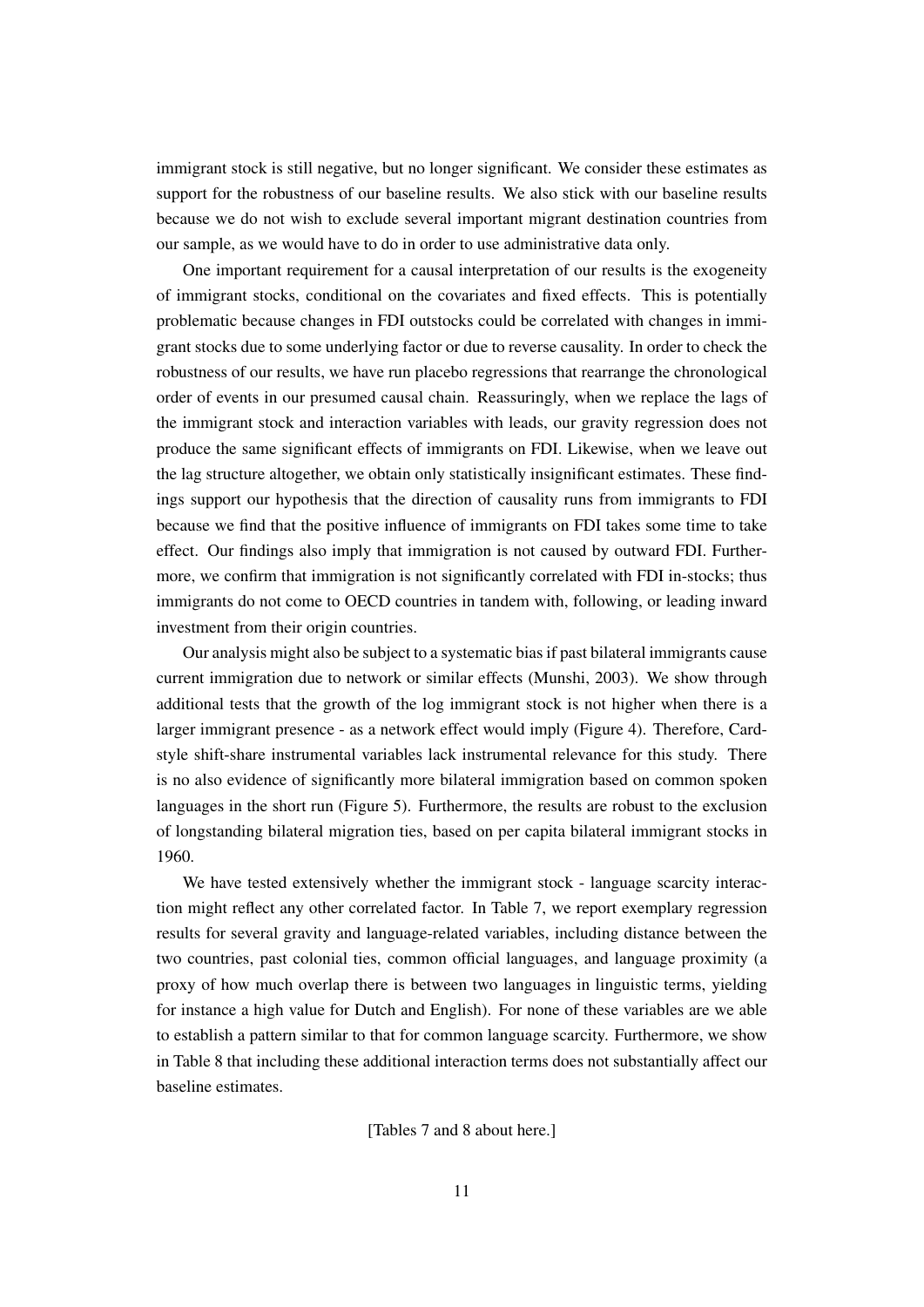immigrant stock is still negative, but no longer significant. We consider these estimates as support for the robustness of our baseline results. We also stick with our baseline results because we do not wish to exclude several important migrant destination countries from our sample, as we would have to do in order to use administrative data only.

One important requirement for a causal interpretation of our results is the exogeneity of immigrant stocks, conditional on the covariates and fixed effects. This is potentially problematic because changes in FDI outstocks could be correlated with changes in immigrant stocks due to some underlying factor or due to reverse causality. In order to check the robustness of our results, we have run placebo regressions that rearrange the chronological order of events in our presumed causal chain. Reassuringly, when we replace the lags of the immigrant stock and interaction variables with leads, our gravity regression does not produce the same significant effects of immigrants on FDI. Likewise, when we leave out the lag structure altogether, we obtain only statistically insignificant estimates. These findings support our hypothesis that the direction of causality runs from immigrants to FDI because we find that the positive influence of immigrants on FDI takes some time to take effect. Our findings also imply that immigration is not caused by outward FDI. Furthermore, we confirm that immigration is not significantly correlated with FDI in-stocks; thus immigrants do not come to OECD countries in tandem with, following, or leading inward investment from their origin countries.

Our analysis might also be subject to a systematic bias if past bilateral immigrants cause current immigration due to network or similar effects (Munshi, 2003). We show through additional tests that the growth of the log immigrant stock is not higher when there is a larger immigrant presence - as a network effect would imply (Figure 4). Therefore, Card-style shift-share instrumental variables lack instrumental relevance for this study. There is no also evidence of significantly more bilateral immigration based on common spoken languages in the short run (Figure 5). Furthermore, the results are robust to the exclusion of longstanding bilateral migration ties, based on per capita bilateral immigrant stocks in 1960.

We have tested extensively whether the immigrant stock - language scarcity interaction might reflect any other correlated factor. In Table 7, we report exemplary regression results for several gravity and language-related variables, including distance between the two countries, past colonial ties, common official languages, and language proximity (a proxy of how much overlap there is between two languages in linguistic terms, yielding for instance a high value for Dutch and English). For none of these variables are we able to establish a pattern similar to that for common language scarcity. Furthermore, we show in Table 8 that including these additional interaction terms does not substantially affect our baseline estimates.

[Tables 7 and 8 about here.]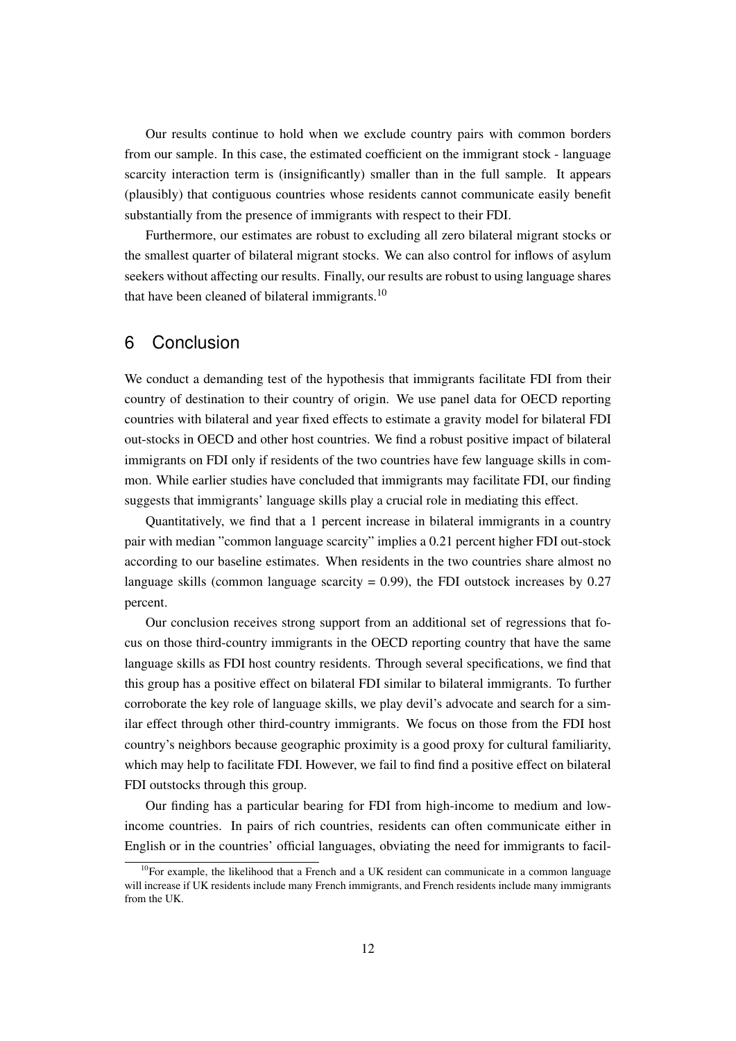Our results continue to hold when we exclude country pairs with common borders from our sample. In this case, the estimated coefficient on the immigrant stock - language scarcity interaction term is (insignificantly) smaller than in the full sample. It appears (plausibly) that contiguous countries whose residents cannot communicate easily benefit substantially from the presence of immigrants with respect to their FDI.

Furthermore, our estimates are robust to excluding all zero bilateral migrant stocks or the smallest quarter of bilateral migrant stocks. We can also control for inflows of asylum seekers without affecting our results. Finally, our results are robust to using language shares that have been cleaned of bilateral immigrants.[10]

# 6 Conclusion

We conduct a demanding test of the hypothesis that immigrants facilitate FDI from their country of destination to their country of origin. We use panel data for OECD reporting countries with bilateral and year fixed effects to estimate a gravity model for bilateral FDI out-stocks in OECD and other host countries. We find a robust positive impact of bilateral immigrants on FDI only if residents of the two countries have few language skills in common. While earlier studies have concluded that immigrants may facilitate FDI, our finding suggests that immigrants' language skills play a crucial role in mediating this effect.

Quantitatively, we find that a 1 percent increase in bilateral immigrants in a country pair with median "common language scarcity" implies a 0.21 percent higher FDI out-stock according to our baseline estimates. When residents in the two countries share almost no language skills (common language scarcity = 0.99), the FDI outstock increases by 0.27 percent.

Our conclusion receives strong support from an additional set of regressions that focus on those third-country immigrants in the OECD reporting country that have the same language skills as FDI host country residents. Through several specifications, we find that this group has a positive effect on bilateral FDI similar to bilateral immigrants. To further corroborate the key role of language skills, we play devil's advocate and search for a similar effect through other third-country immigrants. We focus on those from the FDI host country's neighbors because geographic proximity is a good proxy for cultural familiarity, which may help to facilitate FDI. However, we fail to find find a positive effect on bilateral FDI outstocks through this group.

Our finding has a particular bearing for FDI from high-income to medium and low-income countries. In pairs of rich countries, residents can often communicate either in English or in the countries' official languages, obviating the need for immigrants to facil-

[10] For example, the likelihood that a French and a UK resident can communicate in a common language will increase if UK residents include many French immigrants, and French residents include many immigrants from the UK.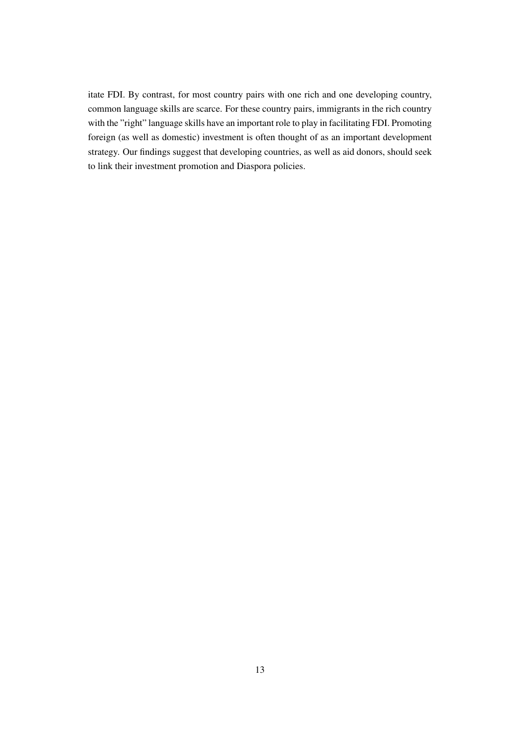itate FDI. By contrast, for most country pairs with one rich and one developing country, common language skills are scarce. For these country pairs, immigrants in the rich country with the "right" language skills have an important role to play in facilitating FDI. Promoting foreign (as well as domestic) investment is often thought of as an important development strategy. Our findings suggest that developing countries, as well as aid donors, should seek to link their investment promotion and Diaspora policies.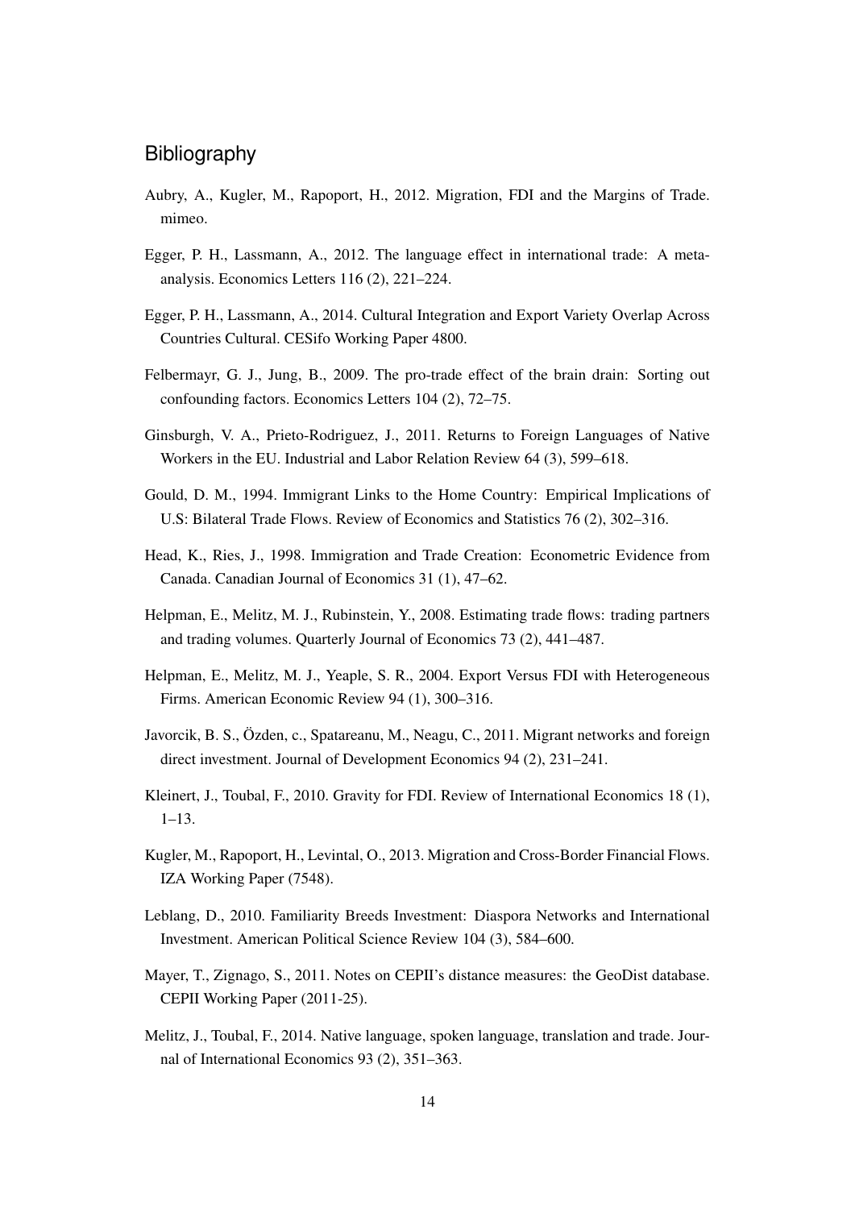# Bibliography

Aubry, A., Kugler, M., Rapoport, H., 2012. Migration, FDI and the Margins of Trade. mimeo.

Egger, P. H., Lassmann, A., 2012. The language effect in international trade: A meta-analysis. Economics Letters 116 (2), 221–224.

Egger, P. H., Lassmann, A., 2014. Cultural Integration and Export Variety Overlap Across Countries Cultural. CESifo Working Paper 4800.

Felbermayr, G. J., Jung, B., 2009. The pro-trade effect of the brain drain: Sorting out confounding factors. Economics Letters 104 (2), 72–75.

Ginsburgh, V. A., Prieto-Rodriguez, J., 2011. Returns to Foreign Languages of Native Workers in the EU. Industrial and Labor Relation Review 64 (3), 599–618.

Gould, D. M., 1994. Immigrant Links to the Home Country: Empirical Implications of U.S: Bilateral Trade Flows. Review of Economics and Statistics 76 (2), 302–316.

Head, K., Ries, J., 1998. Immigration and Trade Creation: Econometric Evidence from Canada. Canadian Journal of Economics 31 (1), 47–62.

Helpman, E., Melitz, M. J., Rubinstein, Y., 2008. Estimating trade flows: trading partners and trading volumes. Quarterly Journal of Economics 73 (2), 441–487.

Helpman, E., Melitz, M. J., Yeaple, S. R., 2004. Export Versus FDI with Heterogeneous Firms. American Economic Review 94 (1), 300–316.

Javorcik, B. S., Özden, c., Spatareanu, M., Neagu, C., 2011. Migrant networks and foreign direct investment. Journal of Development Economics 94 (2), 231–241.

Kleinert, J., Toubal, F., 2010. Gravity for FDI. Review of International Economics 18 (1), 1–13.

Kugler, M., Rapoport, H., Levintal, O., 2013. Migration and Cross-Border Financial Flows. IZA Working Paper (7548).

Leblang, D., 2010. Familiarity Breeds Investment: Diaspora Networks and International Investment. American Political Science Review 104 (3), 584–600.

Mayer, T., Zignago, S., 2011. Notes on CEPII's distance measures: the GeoDist database. CEPII Working Paper (2011-25).

Melitz, J., Toubal, F., 2014. Native language, spoken language, translation and trade. Journal of International Economics 93 (2), 351–363.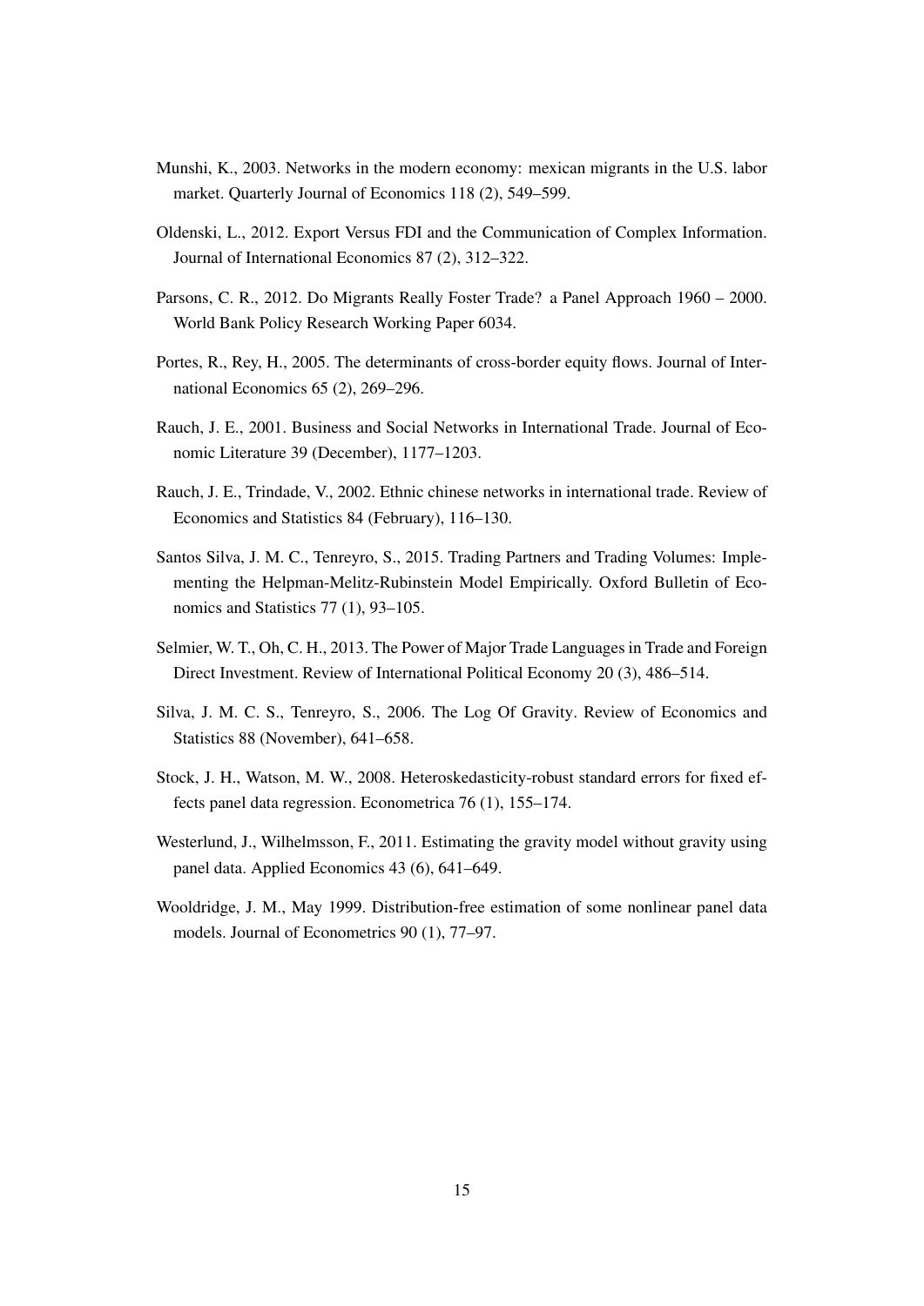Munshi, K., 2003. Networks in the modern economy: mexican migrants in the U.S. labor market. Quarterly Journal of Economics 118 (2), 549–599.

Oldenski, L., 2012. Export Versus FDI and the Communication of Complex Information. Journal of International Economics 87 (2), 312–322.

Parsons, C. R., 2012. Do Migrants Really Foster Trade? a Panel Approach 1960 – 2000. World Bank Policy Research Working Paper 6034.

Portes, R., Rey, H., 2005. The determinants of cross-border equity flows. Journal of International Economics 65 (2), 269–296.

Rauch, J. E., 2001. Business and Social Networks in International Trade. Journal of Economic Literature 39 (December), 1177–1203.

Rauch, J. E., Trindade, V., 2002. Ethnic chinese networks in international trade. Review of Economics and Statistics 84 (February), 116–130.

Santos Silva, J. M. C., Tenreyro, S., 2015. Trading Partners and Trading Volumes: Implementing the Helpman-Melitz-Rubinstein Model Empirically. Oxford Bulletin of Economics and Statistics 77 (1), 93–105.

Selmier, W. T., Oh, C. H., 2013. The Power of Major Trade Languages in Trade and Foreign Direct Investment. Review of International Political Economy 20 (3), 486–514.

Silva, J. M. C. S., Tenreyro, S., 2006. The Log Of Gravity. Review of Economics and Statistics 88 (November), 641–658.

Stock, J. H., Watson, M. W., 2008. Heteroskedasticity-robust standard errors for fixed effects panel data regression. Econometrica 76 (1), 155–174.

Westerlund, J., Wilhelmsson, F., 2011. Estimating the gravity model without gravity using panel data. Applied Economics 43 (6), 641–649.

Wooldridge, J. M., May 1999. Distribution-free estimation of some nonlinear panel data models. Journal of Econometrics 90 (1), 77–97.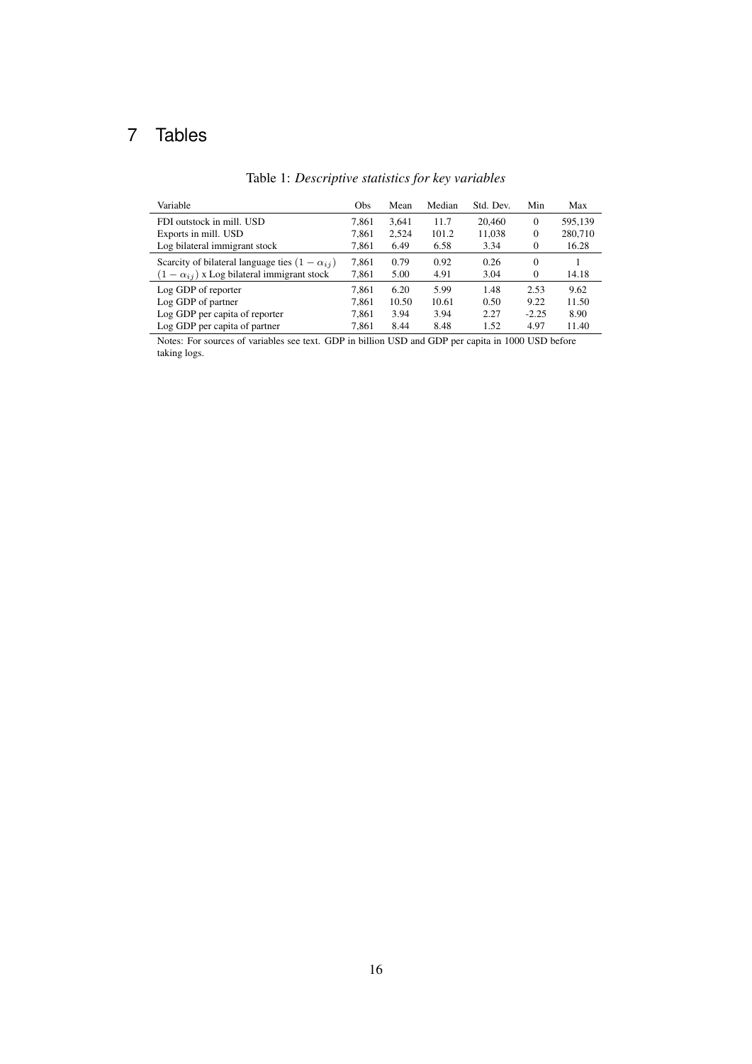# 7 Tables

Table 1: *Descriptive statistics for key variables*

| Variable | Obs | Mean | Median | Std. Dev. | Min | Max |
|---|---|---|---|---|---|---|
| FDI outstock in mill. USD | 7,861 | 3,641 | 11.7 | 20,460 | 0 | 595,139 |
| Exports in mill. USD | 7,861 | 2,524 | 101.2 | 11,038 | 0 | 280,710 |
| Log bilateral immigrant stock | 7,861 | 6.49 | 6.58 | 3.34 | 0 | 16.28 |
| Scarcity of bilateral language ties $(1 - \alpha_{ij})$ | 7,861 | 0.79 | 0.92 | 0.26 | 0 | 1 |
| $(1 - \alpha_{ij})$ x Log bilateral immigrant stock | 7,861 | 5.00 | 4.91 | 3.04 | 0 | 14.18 |
| Log GDP of reporter | 7,861 | 6.20 | 5.99 | 1.48 | 2.53 | 9.62 |
| Log GDP of partner | 7,861 | 10.50 | 10.61 | 0.50 | 9.22 | 11.50 |
| Log GDP per capita of reporter | 7,861 | 3.94 | 3.94 | 2.27 | -2.25 | 8.90 |
| Log GDP per capita of partner | 7,861 | 8.44 | 8.48 | 1.52 | 4.97 | 11.40 |

Notes: For sources of variables see text. GDP in billion USD and GDP per capita in 1000 USD before taking logs.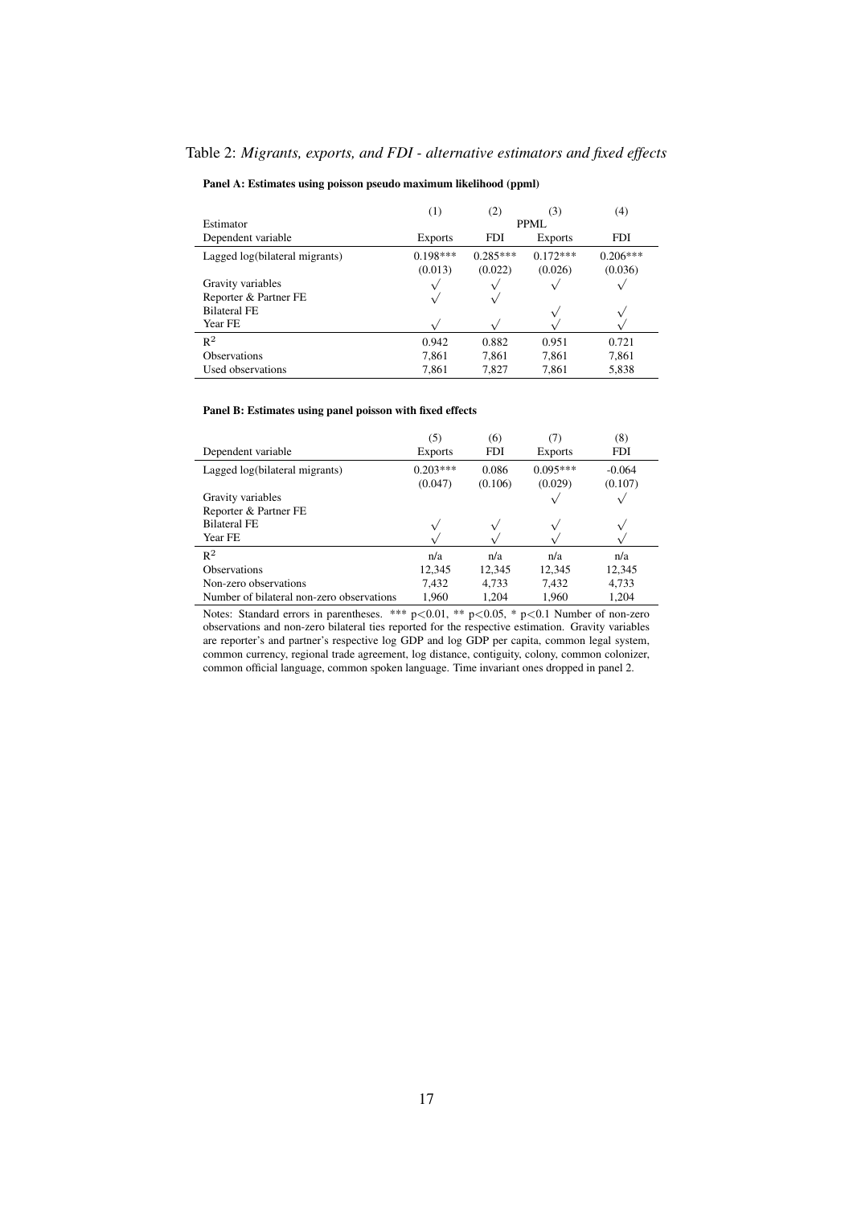Table 2: *Migrants, exports, and FDI - alternative estimators and fixed effects*

**Panel A: Estimates using poisson pseudo maximum likelihood (ppml)**

| | (1) | (2) | (3) | (4) |
|---|---|---|---|---|
| Estimator | | PPML | | |
| Dependent variable | Exports | FDI | Exports | FDI |
| Lagged log(bilateral migrants) | 0.198*** | 0.285*** | 0.172*** | 0.206*** |
| | (0.013) | (0.022) | (0.026) | (0.036) |
| Gravity variables | √ | √ | √ | √ |
| Reporter & Partner FE | √ | √ | | |
| Bilateral FE | | | √ | √ |
| Year FE | √ | √ | √ | √ |
| $R^2$ | 0.942 | 0.882 | 0.951 | 0.721 |
| Observations | 7,861 | 7,861 | 7,861 | 7,861 |
| Used observations | 7,861 | 7,827 | 7,861 | 5,838 |

**Panel B: Estimates using panel poisson with fixed effects**

| | (5) | (6) | (7) | (8) |
|---|---|---|---|---|
| Dependent variable | Exports | FDI | Exports | FDI |
| Lagged log(bilateral migrants) | 0.203*** | 0.086 | 0.095*** | -0.064 |
| | (0.047) | (0.106) | (0.029) | (0.107) |
| Gravity variables | | | √ | √ |
| Reporter & Partner FE | | | | |
| Bilateral FE | √ | √ | √ | √ |
| Year FE | √ | √ | √ | √ |
| $R^2$ | n/a | n/a | n/a | n/a |
| Observations | 12,345 | 12,345 | 12,345 | 12,345 |
| Non-zero observations | 7,432 | 4,733 | 7,432 | 4,733 |
| Number of bilateral non-zero observations | 1,960 | 1,204 | 1,960 | 1,204 |

Notes: Standard errors in parentheses. *** $p<0.01$, ** $p<0.05$, * $p<0.1$ Number of non-zero observations and non-zero bilateral ties reported for the respective estimation. Gravity variables are reporter's and partner's respective log GDP and log GDP per capita, common legal system, common currency, regional trade agreement, log distance, contiguity, colony, common colonizer, common official language, common spoken language. Time invariant ones dropped in panel 2.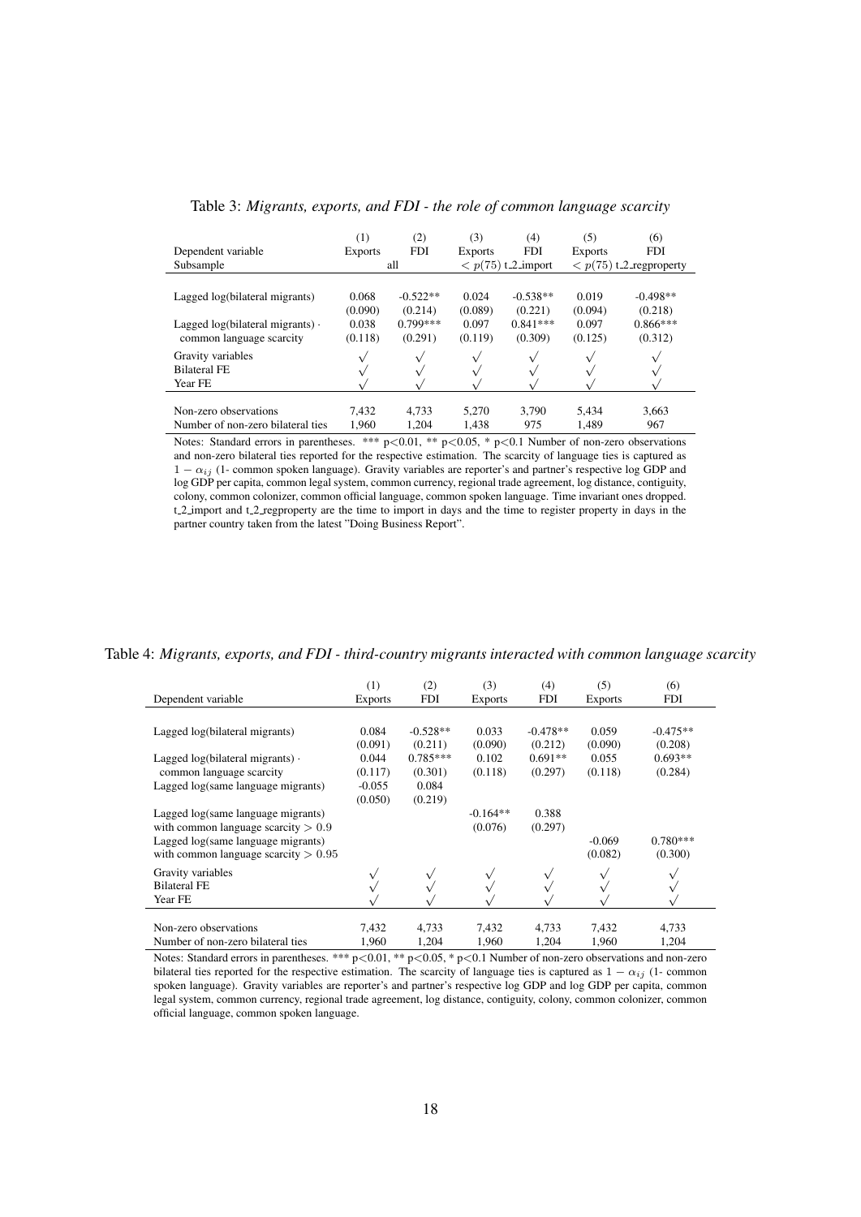Table 3: *Migrants, exports, and FDI - the role of common language scarcity*

| | (1) | (2) | (3) | (4) | (5) | (6) |
|---|---|---|---|---|---|---|
| Dependent variable | Exports | FDI | Exports | FDI | Exports | FDI |
| Subsample | all | | $< p(75)$ t_2_import | | $< p(75)$ t_2_regproperty | |
| Lagged log(bilateral migrants) | 0.068 | -0.522** | 0.024 | -0.538** | 0.019 | -0.498** |
| | (0.090) | (0.214) | (0.089) | (0.221) | (0.094) | (0.218) |
| Lagged log(bilateral migrants) · common language scarcity | 0.038 | 0.799*** | 0.097 | 0.841*** | 0.097 | 0.866*** |
| | (0.118) | (0.291) | (0.119) | (0.309) | (0.125) | (0.312) |
| Gravity variables | √ | √ | √ | √ | √ | √ |
| Bilateral FE | √ | √ | √ | √ | √ | √ |
| Year FE | √ | √ | √ | √ | √ | √ |
| Non-zero observations | 7,432 | 4,733 | 5,270 | 3,790 | 5,434 | 3,663 |
| Number of non-zero bilateral ties | 1,960 | 1,204 | 1,438 | 975 | 1,489 | 967 |

Notes: Standard errors in parentheses. *** p<0.01, ** p<0.05, * p<0.1 Number of non-zero observations and non-zero bilateral ties reported for the respective estimation. The scarcity of language ties is captured as $1 - \alpha_{ij}$ (1- common spoken language). Gravity variables are reporter's and partner's respective log GDP and log GDP per capita, common legal system, common currency, regional trade agreement, log distance, contiguity, colony, common colonizer, common official language, common spoken language. Time invariant ones dropped. t_2_import and t_2_regproperty are the time to import in days and the time to register property in days in the partner country taken from the latest "Doing Business Report".

Table 4: *Migrants, exports, and FDI - third-country migrants interacted with common language scarcity*

| | (1) | (2) | (3) | (4) | (5) | (6) |
|---|---|---|---|---|---|---|
| Dependent variable | Exports | FDI | Exports | FDI | Exports | FDI |
| Lagged log(bilateral migrants) | 0.084 | -0.528** | 0.033 | -0.478** | 0.059 | -0.475** |
| | (0.091) | (0.211) | (0.090) | (0.212) | (0.090) | (0.208) |
| Lagged log(bilateral migrants) · common language scarcity | 0.044 | 0.785*** | 0.102 | 0.691** | 0.055 | 0.693** |
| | (0.117) | (0.301) | (0.118) | (0.297) | (0.118) | (0.284) |
| Lagged log(same language migrants) | -0.055 | 0.084 | | | | |
| | (0.050) | (0.219) | | | | |
| Lagged log(same language migrants) with common language scarcity $> 0.9$ | | | -0.164** | 0.388 | | |
| | | | (0.076) | (0.297) | | |
| Lagged log(same language migrants) with common language scarcity $> 0.95$ | | | | | -0.069 | 0.780*** |
| | | | | | (0.082) | (0.300) |
| Gravity variables | √ | √ | √ | √ | √ | √ |
| Bilateral FE | √ | √ | √ | √ | √ | √ |
| Year FE | √ | √ | √ | √ | √ | √ |
| Non-zero observations | 7,432 | 4,733 | 7,432 | 4,733 | 7,432 | 4,733 |
| Number of non-zero bilateral ties | 1,960 | 1,204 | 1,960 | 1,204 | 1,960 | 1,204 |

Notes: Standard errors in parentheses. *** p<0.01, ** p<0.05, * p<0.1 Number of non-zero observations and non-zero bilateral ties reported for the respective estimation. The scarcity of language ties is captured as $1 - \alpha_{ij}$ (1- common spoken language). Gravity variables are reporter's and partner's respective log GDP and log GDP per capita, common legal system, common currency, regional trade agreement, log distance, contiguity, colony, common colonizer, common official language, common spoken language.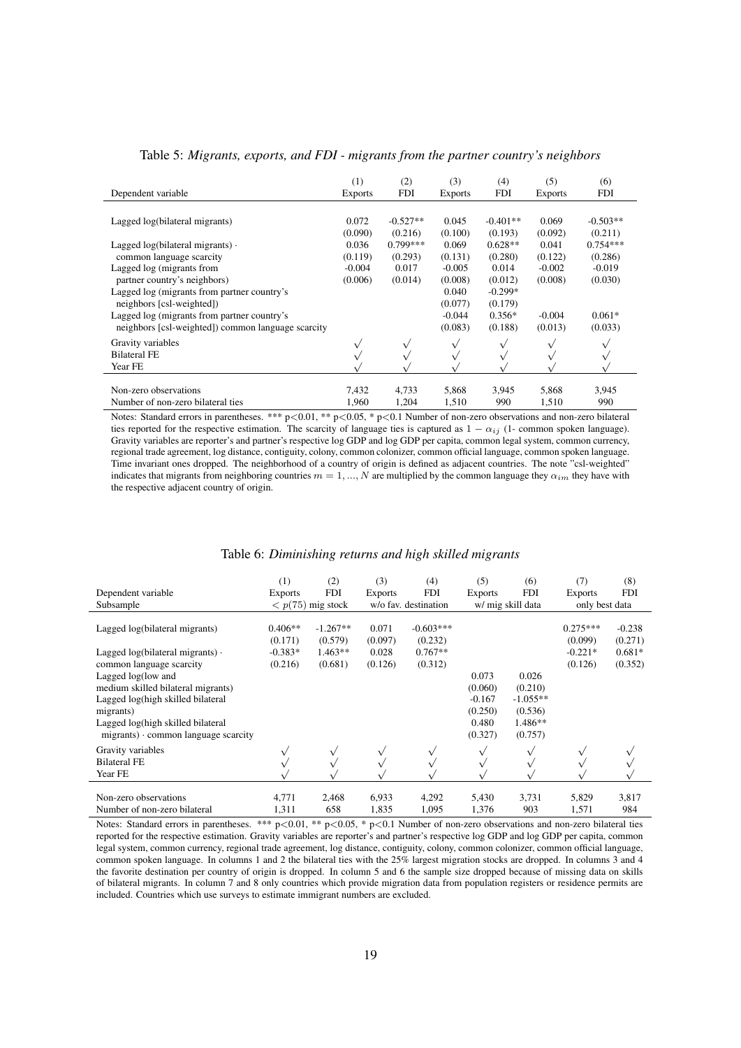Table 5: *Migrants, exports, and FDI - migrants from the partner country's neighbors*

| Dependent variable | (1) Exports | (2) FDI | (3) Exports | (4) FDI | (5) Exports | (6) FDI |
|---|---|---|---|---|---|---|
| Lagged log(bilateral migrants) | 0.072 | -0.527** | 0.045 | -0.401** | 0.069 | -0.503** |
| | (0.090) | (0.216) | (0.100) | (0.193) | (0.092) | (0.211) |
| Lagged log(bilateral migrants) · common language scarcity | 0.036 | 0.799*** | 0.069 | 0.628** | 0.041 | 0.754*** |
| | (0.119) | (0.293) | (0.131) | (0.280) | (0.122) | (0.286) |
| Lagged log (migrants from partner country's neighbors) | -0.004 | 0.017 | -0.005 | 0.014 | -0.002 | -0.019 |
| | (0.006) | (0.014) | (0.008) | (0.012) | (0.008) | (0.030) |
| Lagged log (migrants from partner country's neighbors [csl-weighted]) | | | 0.040 | -0.299* | | |
| | | | (0.077) | (0.179) | | |
| Lagged log (migrants from partner country's neighbors [csl-weighted]) common language scarcity | | | -0.044 | 0.356* | -0.004 | 0.061* |
| | | | (0.083) | (0.188) | (0.013) | (0.033) |
| Gravity variables | √ | √ | √ | √ | √ | √ |
| Bilateral FE | √ | √ | √ | √ | √ | √ |
| Year FE | √ | √ | √ | √ | √ | √ |
| Non-zero observations | 7,432 | 4,733 | 5,868 | 3,945 | 5,868 | 3,945 |
| Number of non-zero bilateral ties | 1,960 | 1,204 | 1,510 | 990 | 1,510 | 990 |

Notes: Standard errors in parentheses. *** p<0.01, ** p<0.05, * p<0.1 Number of non-zero observations and non-zero bilateral ties reported for the respective estimation. The scarcity of language ties is captured as $1 - \alpha_{ij}$ (1- common spoken language). Gravity variables are reporter's and partner's respective log GDP and log GDP per capita, common legal system, common currency, regional trade agreement, log distance, contiguity, colony, common colonizer, common official language, common spoken language. Time invariant ones dropped. The neighborhood of a country of origin is defined as adjacent countries. The note "csl-weighted" indicates that migrants from neighboring countries $m = 1, ..., N$ are multiplied by the common language they $\alpha_{im}$ they have with the respective adjacent country of origin.

Table 6: *Diminishing returns and high skilled migrants*

| Dependent variable | (1) Exports | (2) FDI | (3) Exports | (4) FDI | (5) Exports | (6) FDI | (7) Exports | (8) FDI |
|---|---|---|---|---|---|---|---|---|
| Subsample | $< p(75)$ mig stock | | w/o fav. destination | | w/ mig skill data | | only best data | |
| Lagged log(bilateral migrants) | 0.406** | -1.267** | 0.071 | -0.603*** | | | 0.275*** | -0.238 |
| | (0.171) | (0.579) | (0.097) | (0.232) | | | (0.099) | (0.271) |
| Lagged log(bilateral migrants) · common language scarcity | -0.383* | 1.463** | 0.028 | 0.767** | | | -0.221* | 0.681* |
| | (0.216) | (0.681) | (0.126) | (0.312) | | | (0.126) | (0.352) |
| Lagged log(low and medium skilled bilateral migrants) | | | | | 0.073 | 0.026 | | |
| | | | | | (0.060) | (0.210) | | |
| Lagged log(high skilled bilateral migrants) | | | | | -0.167 | -1.055** | | |
| | | | | | (0.250) | (0.536) | | |
| Lagged log(high skilled bilateral migrants) · common language scarcity | | | | | 0.480 | 1.486** | | |
| | | | | | (0.327) | (0.757) | | |
| Gravity variables | √ | √ | √ | √ | √ | √ | √ | √ |
| Bilateral FE | √ | √ | √ | √ | √ | √ | √ | √ |
| Year FE | √ | √ | √ | √ | √ | √ | √ | √ |
| Non-zero observations | 4,771 | 2,468 | 6,933 | 4,292 | 5,430 | 3,731 | 5,829 | 3,817 |
| Number of non-zero bilateral | 1,311 | 658 | 1,835 | 1,095 | 1,376 | 903 | 1,571 | 984 |

Notes: Standard errors in parentheses. *** p<0.01, ** p<0.05, * p<0.1 Number of non-zero observations and non-zero bilateral ties reported for the respective estimation. Gravity variables are reporter's and partner's respective log GDP and log GDP per capita, common legal system, common currency, regional trade agreement, log distance, contiguity, colony, common colonizer, common official language, common spoken language. In columns 1 and 2 the bilateral ties with the 25% largest migration stocks are dropped. In columns 3 and 4 the favorite destination per country of origin is dropped. In column 5 and 6 the sample size dropped because of missing data on skills of bilateral migrants. In column 7 and 8 only countries which provide migration data from population registers or residence permits are included. Countries which use surveys to estimate immigrant numbers are excluded.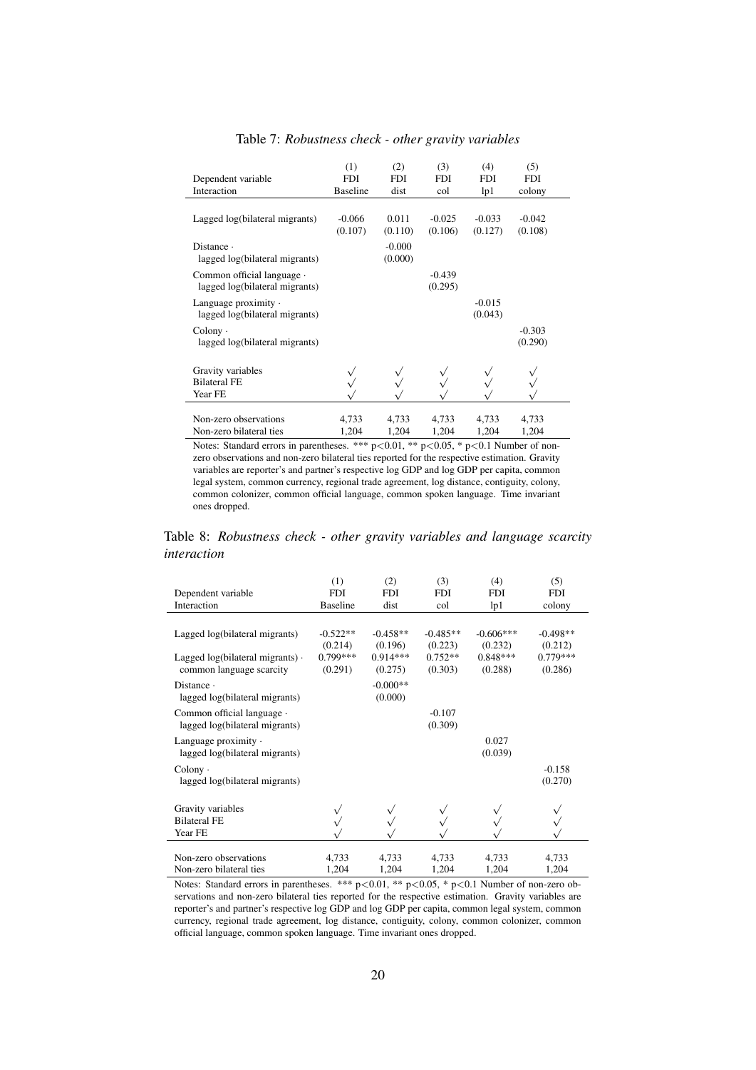Table 7: *Robustness check - other gravity variables*

| | (1) | (2) | (3) | (4) | (5) |
|---|---|---|---|---|---|
| Dependent variable | FDI | FDI | FDI | FDI | FDI |
| Interaction | Baseline | dist | col | lp1 | colony |
| Lagged log(bilateral migrants) | -0.066 | 0.011 | -0.025 | -0.033 | -0.042 |
| | (0.107) | (0.110) | (0.106) | (0.127) | (0.108) |
| Distance · lagged log(bilateral migrants) | | -0.000 | | | |
| | | (0.000) | | | |
| Common official language · lagged log(bilateral migrants) | | | -0.439 | | |
| | | | (0.295) | | |
| Language proximity · lagged log(bilateral migrants) | | | | -0.015 | |
| | | | | (0.043) | |
| Colony · lagged log(bilateral migrants) | | | | | -0.303 |
| | | | | | (0.290) |
| Gravity variables | √ | √ | √ | √ | √ |
| Bilateral FE | √ | √ | √ | √ | √ |
| Year FE | √ | √ | √ | √ | √ |
| Non-zero observations | 4,733 | 4,733 | 4,733 | 4,733 | 4,733 |
| Non-zero bilateral ties | 1,204 | 1,204 | 1,204 | 1,204 | 1,204 |

Notes: Standard errors in parentheses. *** $p<0.01$, ** $p<0.05$, * $p<0.1$ Number of non-zero observations and non-zero bilateral ties reported for the respective estimation. Gravity variables are reporter's and partner's respective log GDP and log GDP per capita, common legal system, common currency, regional trade agreement, log distance, contiguity, colony, common colonizer, common official language, common spoken language. Time invariant ones dropped.

Table 8: *Robustness check - other gravity variables and language scarcity interaction*

| | (1) | (2) | (3) | (4) | (5) |
|---|---|---|---|---|---|
| Dependent variable | FDI | FDI | FDI | FDI | FDI |
| Interaction | Baseline | dist | col | lp1 | colony |
| Lagged log(bilateral migrants) | -0.522** | -0.458** | -0.485** | -0.606*** | -0.498** |
| | (0.214) | (0.196) | (0.223) | (0.232) | (0.212) |
| Lagged log(bilateral migrants) · common language scarcity | 0.799*** | 0.914*** | 0.752** | 0.848*** | 0.779*** |
| | (0.291) | (0.275) | (0.303) | (0.288) | (0.286) |
| Distance · lagged log(bilateral migrants) | | -0.000** | | | |
| | | (0.000) | | | |
| Common official language · lagged log(bilateral migrants) | | | -0.107 | | |
| | | | (0.309) | | |
| Language proximity · lagged log(bilateral migrants) | | | | 0.027 | |
| | | | | (0.039) | |
| Colony · lagged log(bilateral migrants) | | | | | -0.158 |
| | | | | | (0.270) |
| Gravity variables | √ | √ | √ | √ | √ |
| Bilateral FE | √ | √ | √ | √ | √ |
| Year FE | √ | √ | √ | √ | √ |
| Non-zero observations | 4,733 | 4,733 | 4,733 | 4,733 | 4,733 |
| Non-zero bilateral ties | 1,204 | 1,204 | 1,204 | 1,204 | 1,204 |

Notes: Standard errors in parentheses. *** $p<0.01$, ** $p<0.05$, * $p<0.1$ Number of non-zero observations and non-zero bilateral ties reported for the respective estimation. Gravity variables are reporter's and partner's respective log GDP and log GDP per capita, common legal system, common currency, regional trade agreement, log distance, contiguity, colony, common colonizer, common official language, common spoken language. Time invariant ones dropped.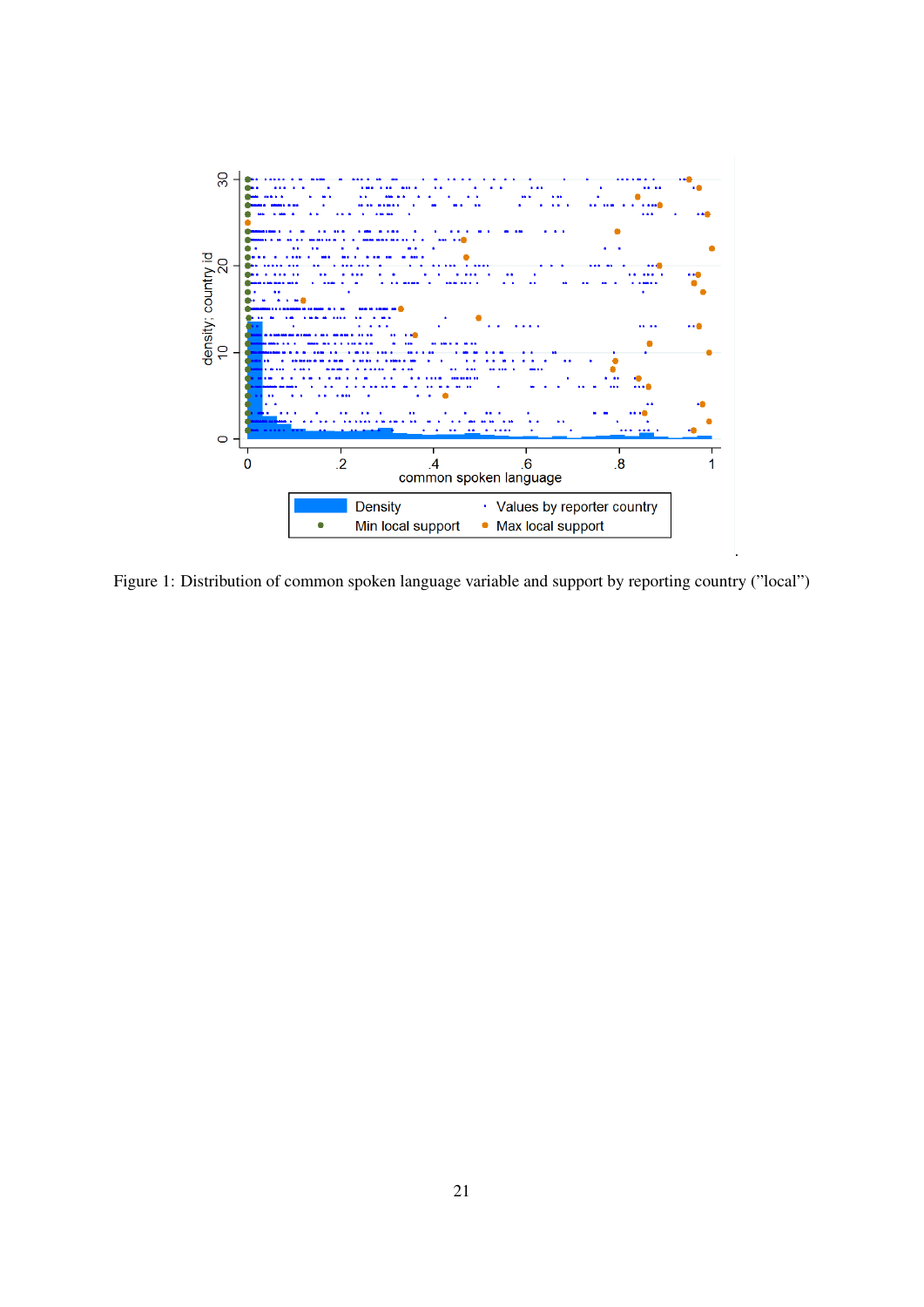Figure 1: Distribution of common spoken language variable and support by reporting country ("local")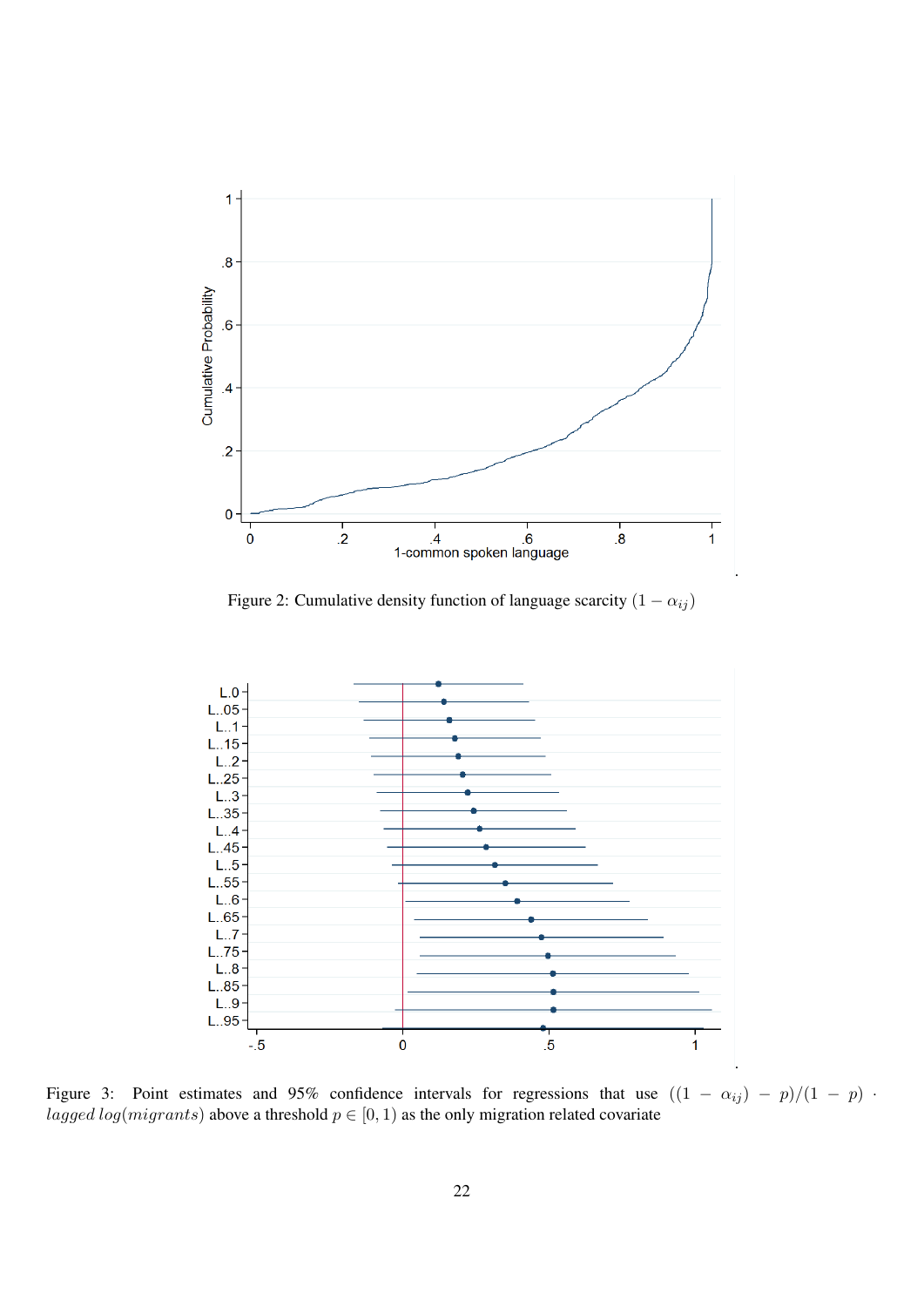Figure 2: Cumulative density function of language scarcity $(1 - \alpha_{ij})$

Figure 3: Point estimates and 95% confidence intervals for regressions that use $((1 - \alpha_{ij}) - p)/(1 - p) \cdot$ $lagged\ log(migrants)$ above a threshold $p \in [0, 1)$ as the only migration related covariate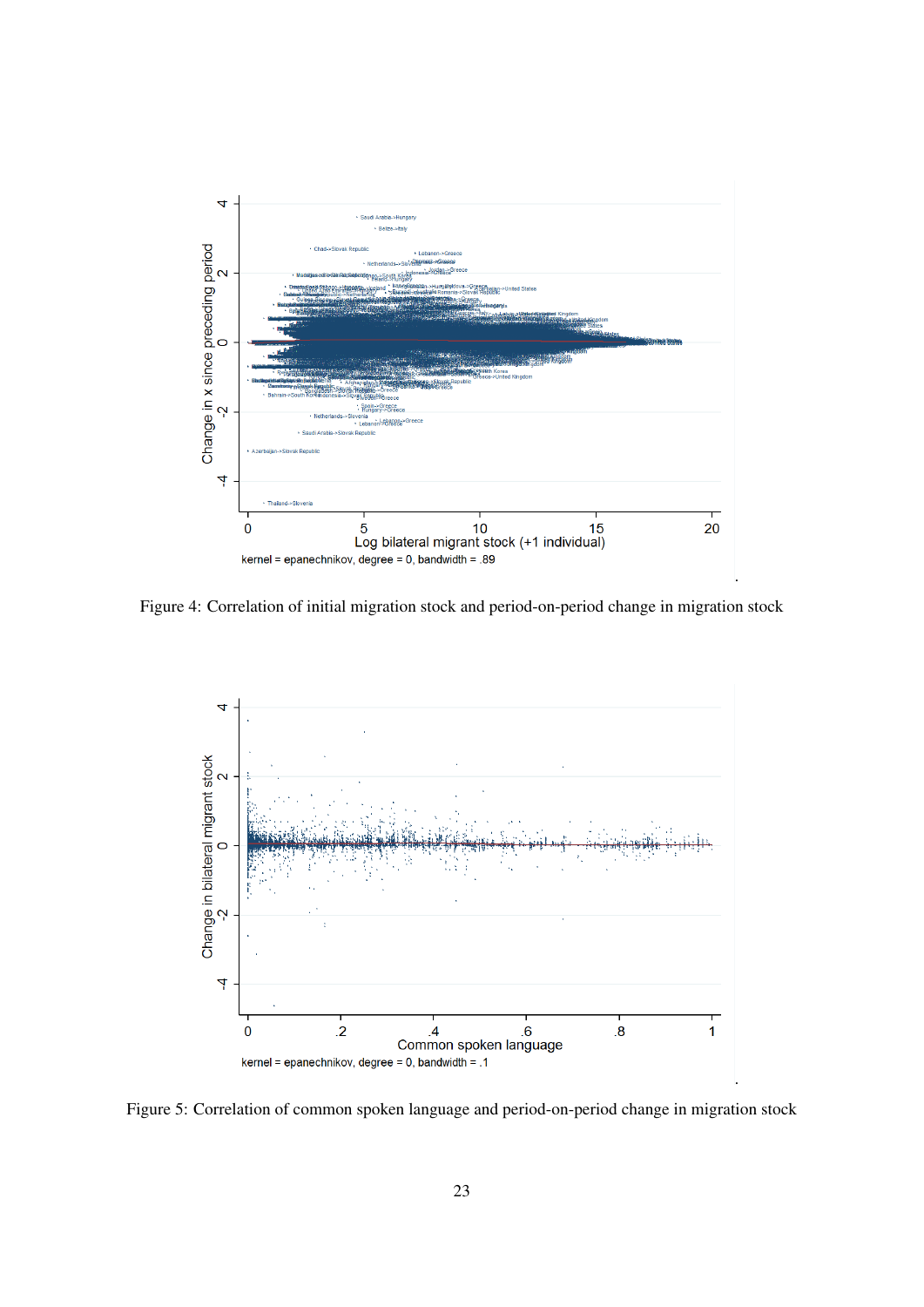Change in x since preceding period

Log bilateral migrant stock (+1 individual)

kernel = epanechnikov, degree = 0, bandwidth = .89

Figure 4: Correlation of initial migration stock and period-on-period change in migration stock

Change in bilateral migrant stock

Common spoken language

kernel = epanechnikov, degree = 0, bandwidth = .1

Figure 5: Correlation of common spoken language and period-on-period change in migration stock